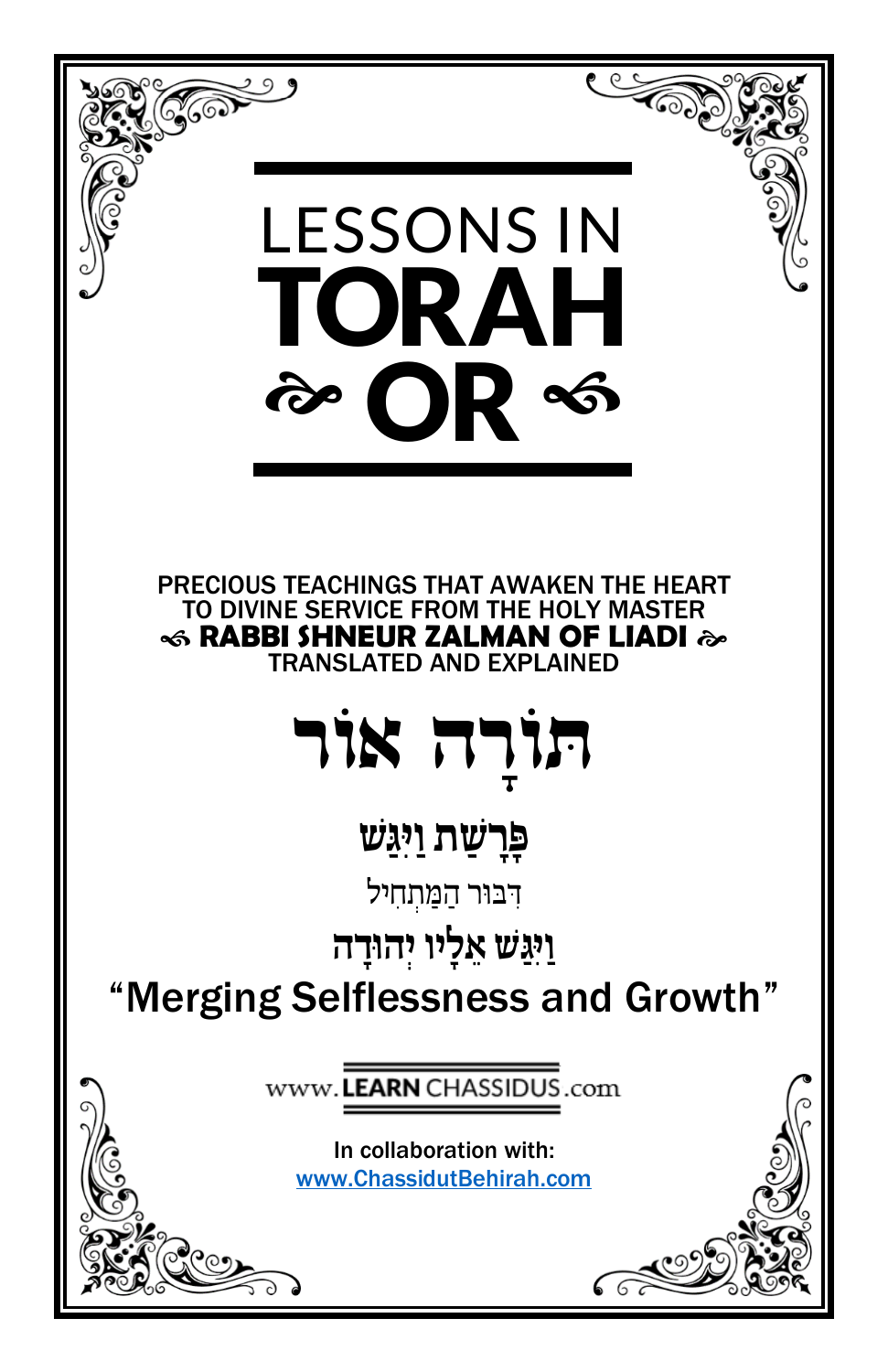# LESSONS IN TORAH OR

PRECIOUS TEACHINGS THAT AWAKEN THE HEART TO DIVINE SERVICE FROM THE HOLY MASTER
**RABBI SHNEUR ZALMAN OF LIADI**
TRANSLATED AND EXPLAINED

# תּוֹרָה אוֹר

## פָּרָשַׁת וַיִּגַּשׁ

דִּבּוּר הַמַּתְחִיל

## וַיִּגַּשׁ אֵלָיו יְהוּדָה

## "Merging Selflessness and Growth"

www.LEARNCHASSIDUS.com

In collaboration with:
[www.ChassidutBehirah.com](http://www.ChassidutBehirah.com)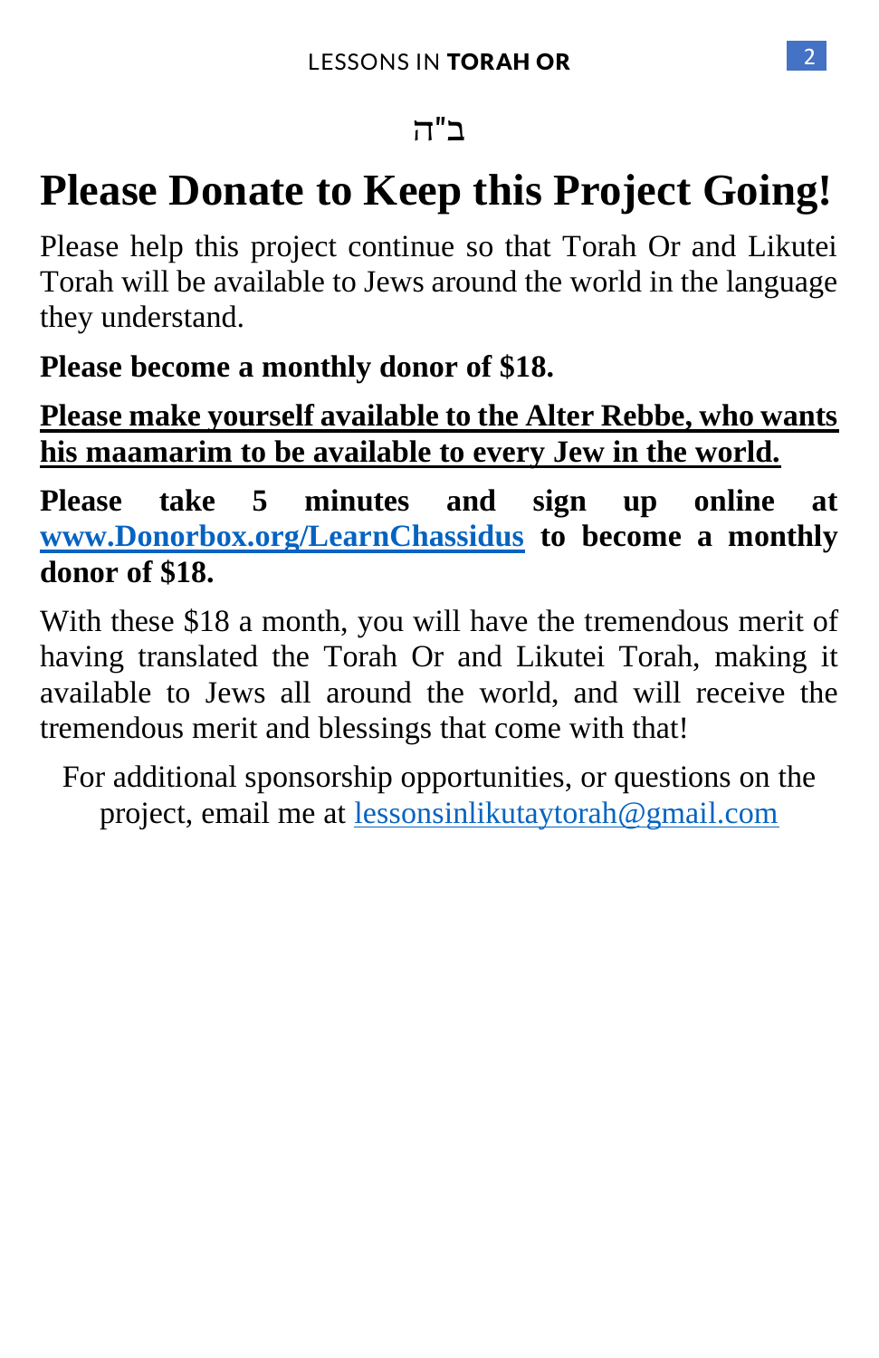ב"ה

# Please Donate to Keep this Project Going!

Please help this project continue so that Torah Or and Likutei Torah will be available to Jews around the world in the language they understand.

**Please become a monthly donor of $18.**

**<u>Please make yourself available to the Alter Rebbe, who wants his maamarim to be available to every Jew in the world.</u>**

**Please take 5 minutes and sign up online at [www.Donorbox.org/LearnChassidus](http://www.Donorbox.org/LearnChassidus) to become a monthly donor of $18.**

With these $18 a month, you will have the tremendous merit of having translated the Torah Or and Likutei Torah, making it available to Jews all around the world, and will receive the tremendous merit and blessings that come with that!

For additional sponsorship opportunities, or questions on the project, email me at [lessonsinlikutaytorah@gmail.com](mailto:lessonsinlikutaytorah@gmail.com)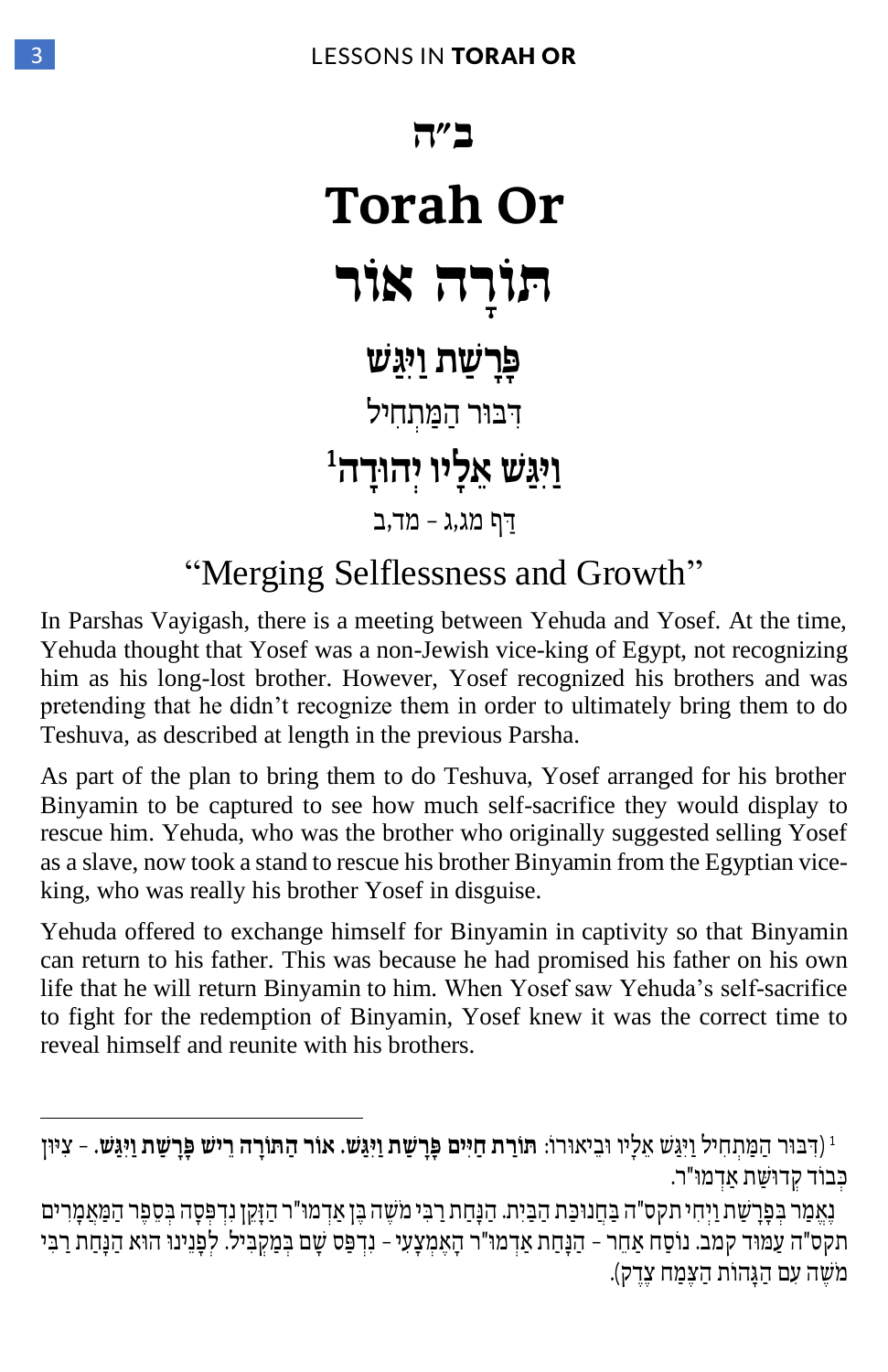ב"ה

# Torah Or

# תּוֹרָה אוֹר

## פָּרָשַׁת וַיִּגַּשׁ

דִּבּוּר הַמַּתְחִיל

## וַיִּגַּשׁ אֵלָיו יְהוּדָה[1]

דַּף מג,ג - מד,ב

### "Merging Selflessness and Growth"

In Parshas Vayigash, there is a meeting between Yehuda and Yosef. At the time, Yehuda thought that Yosef was a non-Jewish vice-king of Egypt, not recognizing him as his long-lost brother. However, Yosef recognized his brothers and was pretending that he didn't recognize them in order to ultimately bring them to do Teshuva, as described at length in the previous Parsha.

As part of the plan to bring them to do Teshuva, Yosef arranged for his brother Binyamin to be captured to see how much self-sacrifice they would display to rescue him. Yehuda, who was the brother who originally suggested selling Yosef as a slave, now took a stand to rescue his brother Binyamin from the Egyptian vice-king, who was really his brother Yosef in disguise.

Yehuda offered to exchange himself for Binyamin in captivity so that Binyamin can return to his father. This was because he had promised his father on his own life that he will return Binyamin to him. When Yosef saw Yehuda's self-sacrifice to fight for the redemption of Binyamin, Yosef knew it was the correct time to reveal himself and reunite with his brothers.

---

[1] (דִּבּוּר הַמַּתְחִיל וַיִּגַּשׁ אֵלָיו וּבֵיאוּרוֹ: **תּוֹרַת חַיִּים פָּרָשַׁת וַיִּגַּשׁ. אוֹר הַתּוֹרָה רֵישׁ פָּרָשַׁת וַיִּגַּשׁ.** - צִיּוּן כְּבוֹד קְדוּשַּׁת אַדְמוּ"ר.

נֶאֱמַר בְּפָרָשַׁת וַיְחִי תקס"ה בַּחֲנוּכַּת הַבַּיִת. הַנָּחַת רַבִּי מֹשֶׁה בֶּן אַדְמוּ"ר הַזָּקֵן נִדְפְּסָה בְּסֵפֶר הַמַּאֲמָרִים תקס"ה עַמּוּד קמב. נֹוסַח אַחֵר - הַנָּחַת אַדְמוּ"ר הָאֶמְצָעִי - נִדְפַּס שָׁם בְּמַקְבִּיל. לְפָנֵינוּ הוּא הַנָּחַת רַבִּי מֹשֶׁה עִם הַגָּהוֹת הַצֶּמַח צֶדֶק).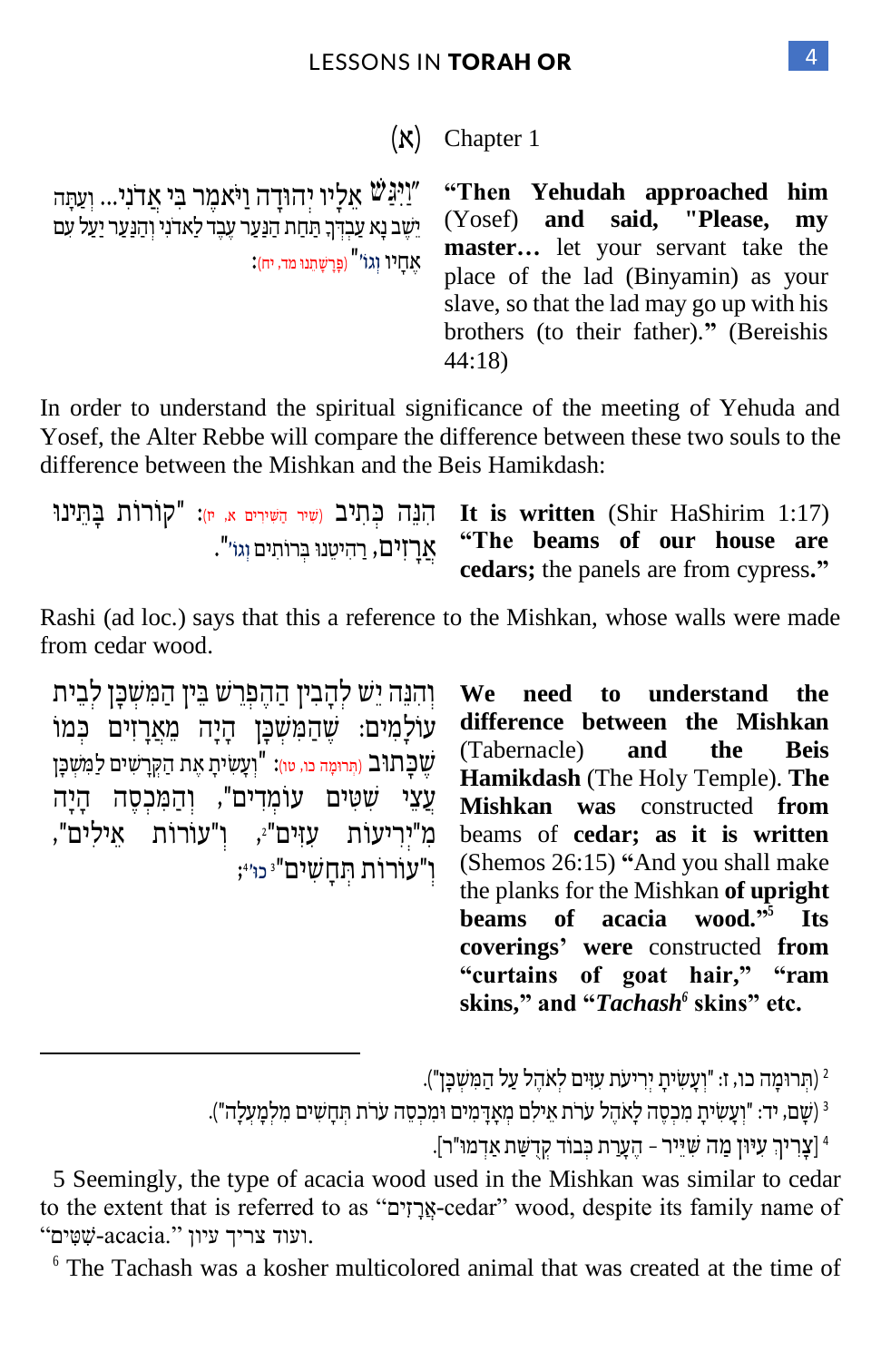## (א) Chapter 1

"וַיִּגַּשׁ אֵלָיו יְהוּדָה וַיֹּאמֶר בִּי אֲדֹנִי... וְעַתָּה יֵשֶׁב נָא עַבְדְּךָ תַּחַת הַנַּעַר עֶבֶד לַאדֹנִי וְהַנַּעַר יַעַל עִם אֶחָיו וגו'" (פָּרָשָׁתֵנוּ מד, יח):

**"Then Yehudah approached him** (Yosef) **and said, "Please, my master…** let your servant take the place of the lad (Binyamin) as your slave, so that the lad may go up with his brothers (to their father).**"** (Bereishis 44:18)

In order to understand the spiritual significance of the meeting of Yehuda and Yosef, the Alter Rebbe will compare the difference between these two souls to the difference between the Mishkan and the Beis Hamikdash:

הִנֵּה כְּתִיב (שִׁיר הַשִּׁירִים א, יז): "קוֹרוֹת בָּתֵּינוּ אֲרָזִים, רַהִיטֵנוּ בְּרוֹתִים וגו'".

**It is written** (Shir HaShirim 1:17) **"The beams of our house are cedars;** the panels are from cypress.**"**

Rashi (ad loc.) says that this a reference to the Mishkan, whose walls were made from cedar wood.

וְהִנֵּה יֵשׁ לְהָבִין הַהֶפְרֵשׁ בֵּין הַמִּשְׁכָּן לְבֵית עוֹלָמִים: שֶׁהַמִּשְׁכָּן הָיָה מֵאֲרָזִים כְּמוֹ שֶׁכָּתוּב (תְּרוּמָה כו, טו): "וְעָשִׂיתָ אֶת הַקְּרָשִׁים לַמִּשְׁכָּן עֲצֵי שִׁטִּים עוֹמְדִים", וְהַמִּכְסֶה הָיָה מִ"יְרִיעוֹת עִזִּים"[2], וְ"עוֹרוֹת אֵילִים", וְ"עוֹרוֹת תְּחָשִׁים"[3] כו'[4];

**We need to understand the difference between the Mishkan** (Tabernacle) **and the Beis Hamikdash** (The Holy Temple). **The Mishkan was** constructed **from** beams of **cedar; as it is written** (Shemos 26:15) **"**And you shall make the planks for the Mishkan **of upright beams of acacia wood."**[5] **Its coverings' were** constructed **from "curtains of goat hair," "ram skins," and "*Tachash*[6] skins" etc.**

---

[2] (תְּרוּמָה כו, ז: "וְעָשִׂיתָ יְרִיעֹת עִזִּים לְאֹהֶל עַל הַמִּשְׁכָּן").

[3] (שָׁם, יד: "וְעָשִׂיתָ מִכְסֶה לָאֹהֶל עֹרֹת אֵילִם מְאָדָּמִים וּמִכְסֵה עֹרֹת תְּחָשִׁים מִלְמָעְלָה").

[4] [צָרִיךְ עִיּוּן מַה שֶּׁיֵּיר - הֶעָרַת כְּבוֹד קְדֻשַּׁת אַדְמוּ"ר].

5 Seemingly, the type of acacia wood used in the Mishkan was similar to cedar to the extent that is referred to as "אֲרָזִים-cedar" wood, despite its family name of "שִׁטִּים-acacia." ועוד צריך עיון.

6 The Tachash was a kosher multicolored animal that was created at the time of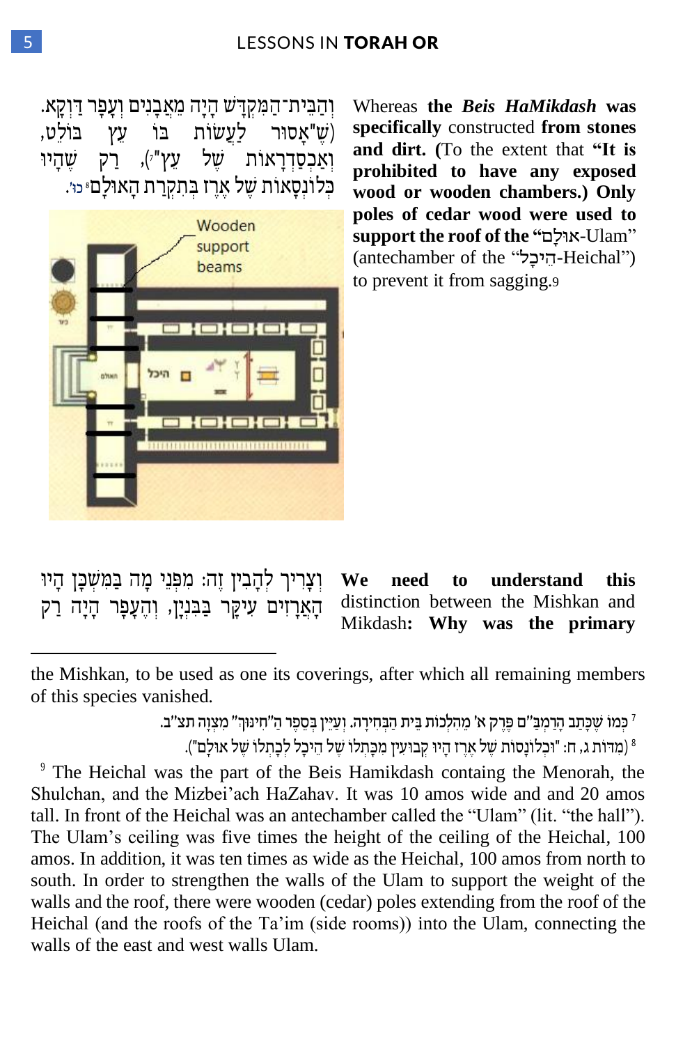וְהַבֵּית־הַמִּקְדָּשׁ הָיָה מֵאֲבָנִים וְעָפָר דַּוְקָא. (שֶׁ"אָסוּר לַעֲשׂוֹת בּוֹ עֵץ בּוֹלֵט, וְאַכְסַדְרָאוֹת שֶׁל עֵץ"[7]), רַק שֶׁהָיוּ כְּלוֹנְסָאוֹת שֶׁל אֶרֶז בְּתִקְרַת הָאוּלָם[8] כו'.

Whereas **the *Beis HaMikdash* was specifically** constructed **from stones and dirt. (**To the extent that **"It is prohibited to have any exposed wood or wooden chambers.) Only poles of cedar wood were used to support the roof of the "אוּלָם-Ulam"** (antechamber of the "הֵיכָל-Heichal") to prevent it from sagging.[9]

Wooden support beams

וְצָרִיךְ לְהָבִין זֶה: מִפְּנֵי מָה בַּמִּשְׁכָּן הָיוּ הָאֲרָזִים עִיקָּר בַּבִּנְיָן, וְהֶעָפָר הָיָה רַק

**We need to understand this** distinction between the Mishkan and Mikdash**: Why was the primary**

---

the Mishkan, to be used as one its coverings, after which all remaining members of this species vanished.

[7] כְּמוֹ שֶׁכָּתַב הָרַמְבַּ"ם פֶּרֶק א' מֵהִלְכוֹת בֵּית הַבְּחִירָה. וְעַיֵּין בְּסֵפֶר הַ"חִינּוּךְ" מִצְוָה תצ"ב.

[8] (מִדּוֹת ג, ח: "וּכְלוֹנָסוֹת שֶׁל אֶרֶז הָיוּ קְבוּעִין מִכָּתְלוֹ שֶׁל הֵיכָל לְכָתְלוֹ שֶׁל אוּלָם").

[9] The Heichal was the part of the Beis Hamikdash containg the Menorah, the Shulchan, and the Mizbei'ach HaZahav. It was 10 amos wide and and 20 amos tall. In front of the Heichal was an antechamber called the "Ulam" (lit. "the hall"). The Ulam's ceiling was five times the height of the ceiling of the Heichal, 100 amos. In addition, it was ten times as wide as the Heichal, 100 amos from north to south. In order to strengthen the walls of the Ulam to support the weight of the walls and the roof, there were wooden (cedar) poles extending from the roof of the Heichal (and the roofs of the Ta'im (side rooms)) into the Ulam, connecting the walls of the east and west walls Ulam.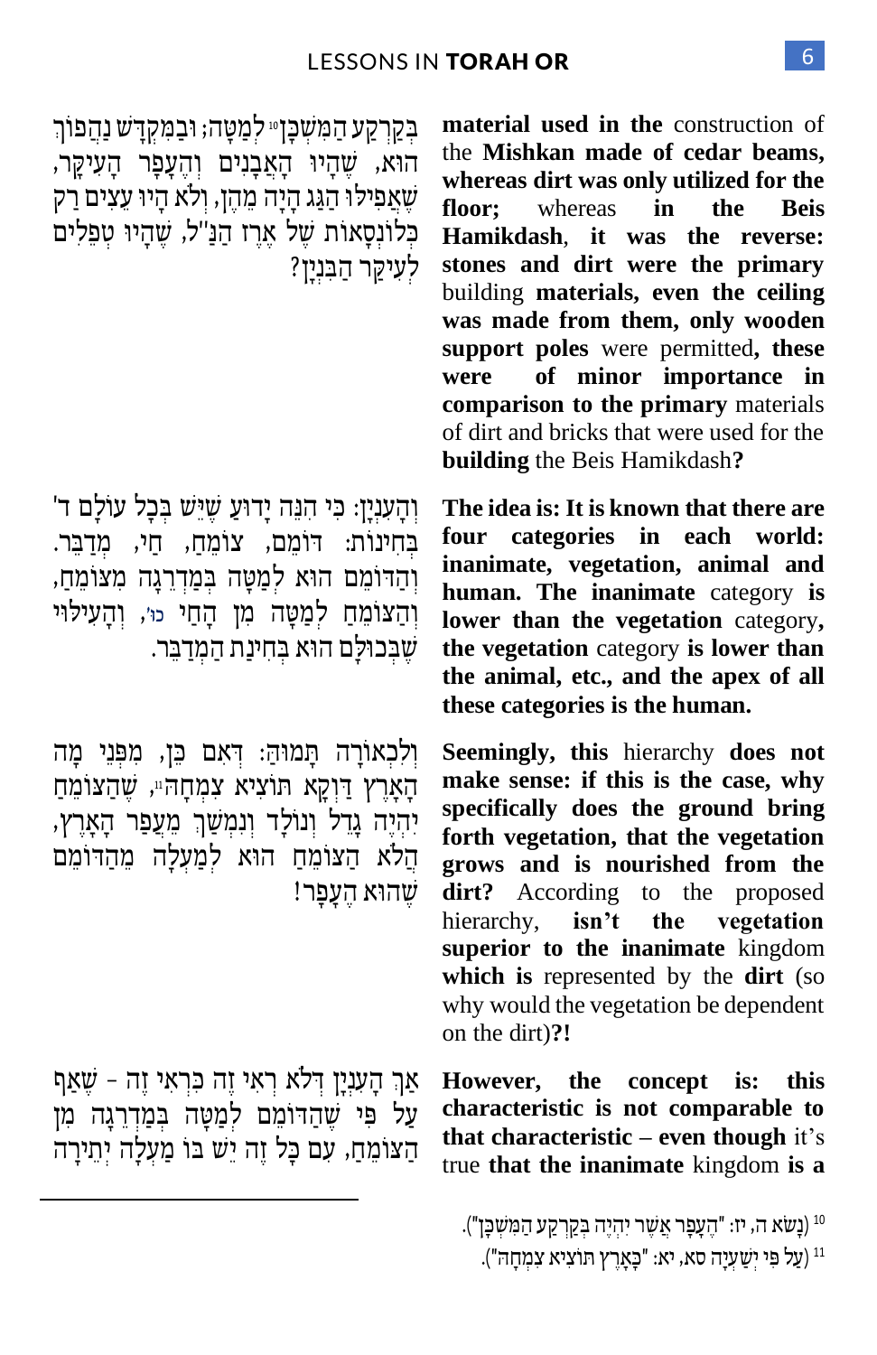בְּקַרְקַע הַמִּשְׁכָּן[10] לְמַטָּה; וּבַמִּקְדָּשׁ נַהֲפוֹךְ הוּא, שֶׁהָיוּ הָאֲבָנִים וְהֶעָפָר הָעִיקָּר, שֶׁאֲפִילוּ הַגַּג הָיָה מֵהֶן, וְלֹא הָיוּ עֵצִים רַק כְּלוֹנְסָאוֹת שֶׁל אֶרֶז הַנַּ"ל, שֶׁהָיוּ טְפֵלִים לְעִיקַּר הַבִּנְיָן?

**material used in the** construction of the **Mishkan made of cedar beams, whereas dirt was only utilized for the floor;** whereas **in the Beis Hamikdash**, **it was the reverse: stones and dirt were the primary** building **materials, even the ceiling was made from them, only wooden support poles** were permitted**, these were of minor importance in comparison to the primary** materials of dirt and bricks that were used for the **building** the Beis Hamikdash**?**

וְהָעִנְיָן: כִּי הִנֵּה יָדוּעַ שֶׁיֵּשׁ בְּכָל עוֹלָם ד' בְּחִינוֹת: דּוֹמֵם, צוֹמֵחַ, חַי, מְדַבֵּר. וְהַדּוֹמֵם הוּא לְמַטָּה בְּמַדְרֵגָה מִצּוֹמֵחַ, וְהַצּוֹמֵחַ לְמַטָּה מִן הֶחַי כו', וְהָעִילּוּי שֶׁבְּכוּלָּם הוּא בְּחִינַת הַמְדַבֵּר.

**The idea is: It is known that there are four categories in each world: inanimate, vegetation, animal and human. The inanimate** category **is lower than the vegetation** category**, the vegetation** category **is lower than the animal, etc., and the apex of all these categories is the human.**

וְלִכְאוֹרָה תָּמוּהַּ: דְּאִם כֵּן, מִפְּנֵי מָה הָאָרֶץ דַּוְקָא תּוֹצִיא צִמְחָהּ[11], שֶׁהַצּוֹמֵחַ יִהְיֶה גָּדֵל וְנוֹלָד וְנִמְשָׁךְ מֵעֲפַר הָאָרֶץ, הֲלֹא הַצּוֹמֵחַ הוּא לְמַעְלָה מֵהַדּוֹמֵם שֶׁהוּא הֶעָפָר!

**Seemingly, this** hierarchy **does not make sense: if this is the case, why specifically does the ground bring forth vegetation, that the vegetation grows and is nourished from the dirt?** According to the proposed hierarchy, **isn't the vegetation superior to the inanimate** kingdom **which is** represented by the **dirt** (so why would the vegetation be dependent on the dirt)**?!**

אַךְ הָעִנְיָן דְּלֹא רְאִי זֶה כִּרְאִי זֶה – שֶׁאַף עַל פִּי שֶׁהַדּוֹמֵם לְמַטָּה בְּמַדְרֵגָה מִן הַצּוֹמֵחַ, עִם כָּל זֶה יֵשׁ בּוֹ מַעֲלָה יְתֵירָה

**However, the concept is: this characteristic is not comparable to that characteristic – even though** it's true **that the inanimate** kingdom **is a**

---

[10] (נָשֹׂא ה, יז: "הֶעָפָר אֲשֶׁר יִהְיֶה בְּקַרְקַע הַמִּשְׁכָּן").

[11] (עַל פִּי יְשַׁעְיָה סא, יא: "כָּאָרֶץ תּוֹצִיא צִמְחָהּ").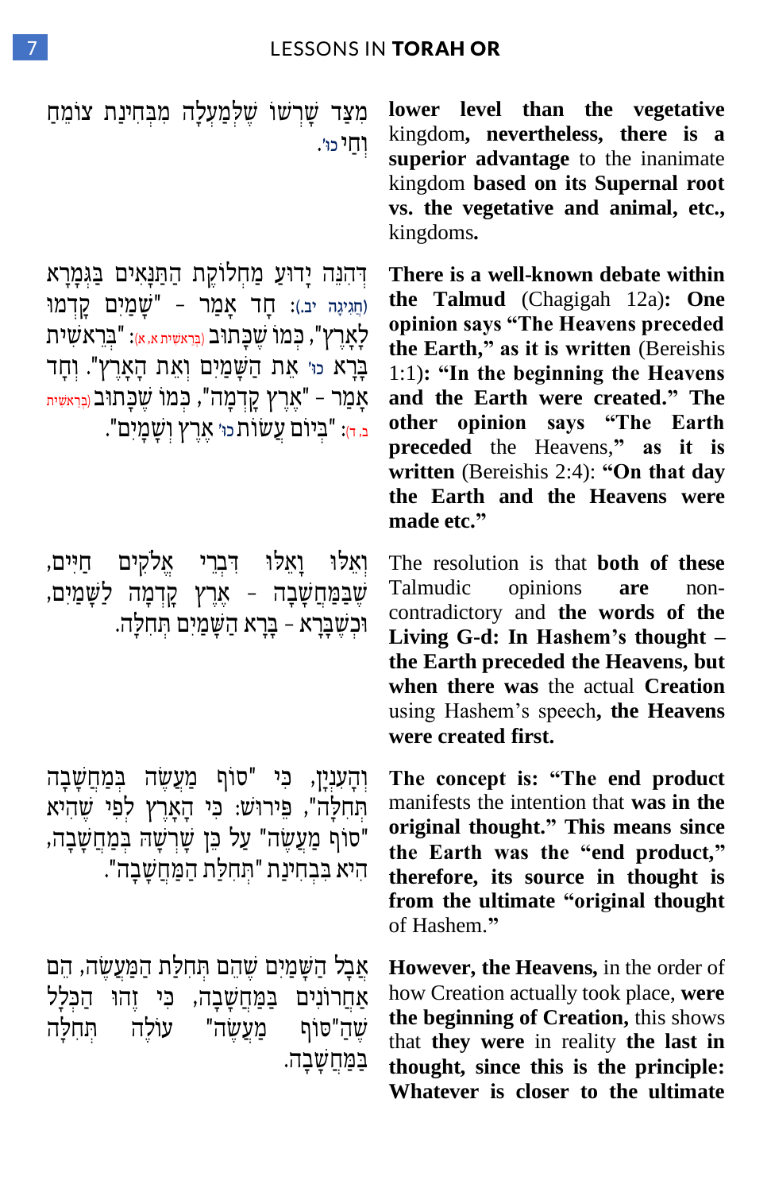מִצַּד שָׁרְשׁוֹ שֶׁלְּמַעְלָה מִבְּחִינַת צוֹמֵחַ וְחַי כו'.

**lower level than the vegetative** kingdom**, nevertheless, there is a superior advantage** to the inanimate kingdom **based on its Supernal root vs. the vegetative and animal, etc.,** kingdoms**.**

דְּהִנֵּה יָדוּעַ מַחְלוֹקֶת הַתַּנָּאִים בַּגְּמָרָא (חֲגִיגָה יב.): חַד אָמַר - "שָׁמַיִם קָדְמוּ לָאָרֶץ", כְּמוֹ שֶׁכָּתוּב (בְּרֵאשִׁית א, א): "בְּרֵאשִׁית בָּרָא כו' אֵת הַשָּׁמַיִם וְאֵת הָאָרֶץ". וְחַד אָמַר - "אֶרֶץ קָדְמָה", כְּמוֹ שֶׁכָּתוּב (בְּרֵאשִׁית ב, ד): "בְּיוֹם עֲשׂוֹת כו' אֶרֶץ וְשָׁמָיִם".

**There is a well-known debate within the Talmud** (Chagigah 12a)**: One opinion says "The Heavens preceded the Earth," as it is written** (Bereishis 1:1)**: "In the beginning the Heavens and the Earth were created." The other opinion says "The Earth preceded** the Heavens,**" as it is written** (Bereishis 2:4): **"On that day the Earth and the Heavens were made etc."**

וְאֵלּוּ וָאֵלּוּ דִּבְרֵי אֱלֹקִים חַיִּים, שֶׁבְּמַחֲשָׁבָה - אֶרֶץ קָדְמָה לְשָׁמַיִם, וּכְשֶׁבָּרָא - בָּרָא הַשָּׁמַיִם תְּחִלָּה.

The resolution is that **both of these** Talmudic opinions **are** non-contradictory and **the words of the Living G-d: In Hashem's thought – the Earth preceded the Heavens, but when there was** the actual **Creation** using Hashem's speech**, the Heavens were created first.**

וְהָעִנְיָן, כִּי "סוֹף מַעֲשֶׂה בְּמַחֲשָׁבָה תְּחִלָּה", פֵּירוּשׁ: כִּי הָאָרֶץ לְפִי שֶׁהִיא "סוֹף מַעֲשֶׂה" עַל כֵּן שָׁרְשָׁהּ בְּמַחֲשָׁבָה, הִיא בִּבְחִינַת "תְּחִלַּת הַמַּחֲשָׁבָה".

**The concept is: "The end product** manifests the intention that **was in the original thought." This means since the Earth was the "end product," therefore, its source in thought is from the ultimate "original thought** of Hashem.**"**

אֲבָל הַשָּׁמַיִם שֶׁהֵם תְּחִלַּת הַמַּעֲשֶׂה, הֵם אַחֲרוֹנִים בְּמַחֲשָׁבָה, כִּי זֶהוּ הַכְּלָל שֶׁהַ"סּוֹף מַעֲשֶׂה" עוֹלֶה תְּחִלָּה בְּמַחֲשָׁבָה.

**However, the Heavens,** in the order of how Creation actually took place, **were the beginning of Creation,** this shows that **they were** in reality **the last in thought, since this is the principle: Whatever is closer to the ultimate**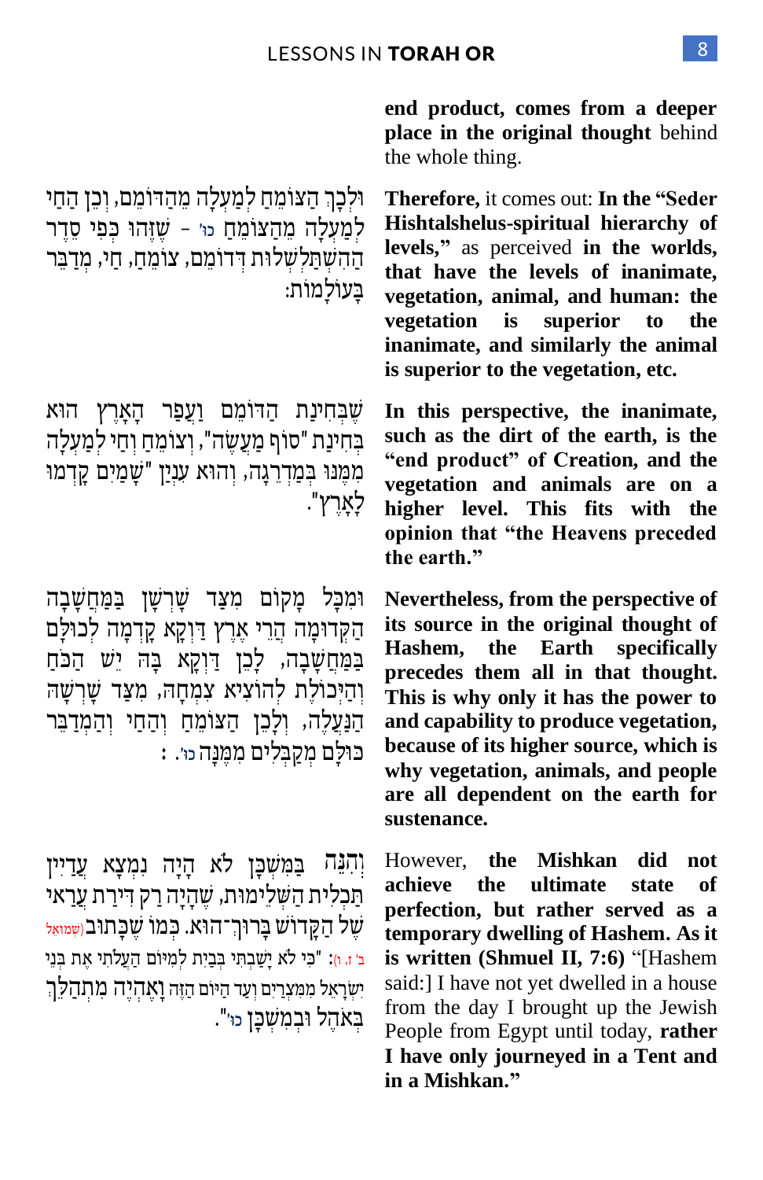end product, comes from a deeper place in the original thought behind the whole thing.

וּלְכָךְ הַצּוֹמֵחַ לְמַעְלָה מֵהַדּוֹמֵם, וְכֵן הַחַי לְמַעְלָה מֵהַצּוֹמֵחַ כו' – שֶׁזֶּהוּ כְּפִי סֵדֶר הַהִשְׁתַּלְשְׁלוּת דְּדוֹמֵם, צוֹמֵחַ, חַי, מְדַבֵּר בָּעוֹלָמוֹת:

**Therefore,** it comes out: **In the "Seder Hishtalshelus-spiritual hierarchy of levels,"** as perceived **in the worlds, that have the levels of inanimate, vegetation, animal, and human: the vegetation is superior to the inanimate, and similarly the animal is superior to the vegetation, etc.**

שֶׁבְּחִינַת הַדּוֹמֵם וַעֲפַר הָאָרֶץ הוּא בְּחִינַת "סוֹף מַעֲשֶׂה", וְצוֹמֵחַ וְחַי לְמַעְלָה מִמֶּנּוּ בְּמַדְרֵגָה, וְהוּא עִנְיַן "שָׁמַיִם קָדְמוּ לָאָרֶץ".

**In this perspective, the inanimate, such as the dirt of the earth, is the "end product" of Creation, and the vegetation and animals are on a higher level. This fits with the opinion that "the Heavens preceded the earth."**

וּמִכָּל מָקוֹם מִצַּד שָׁרְשָׁן בְּמַחֲשָׁבָה הַקְּדוּמָה הֲרֵי אֶרֶץ דַּוְקָא קָדְמָה לְכוּלָּם בְּמַחֲשָׁבָה, לָכֵן דַּוְקָא בָּהּ יֵשׁ הַכֹּחַ וְהַיְּכוֹלֶת לְהוֹצִיא צִמְחָהּ, מִצַּד שָׁרְשָׁהּ הַנַּעֲלֶה, וְלָכֵן הַצּוֹמֵחַ וְהַחַי וְהַמְדַבֵּר כּוּלָּם מְקַבְּלִים מִמֶּנָּה כו'. :

**Nevertheless, from the perspective of its source in the original thought of Hashem, the Earth specifically precedes them all in that thought. This is why only it has the power to and capability to produce vegetation, because of its higher source, which is why vegetation, animals, and people are all dependent on the earth for sustenance.**

וְהִנֵּה בַּמִּשְׁכָּן לֹא הָיָה נִמְצָא עֲדַיִין תַּכְלִית הַשְּׁלֵימוּת, שֶׁהָיָה רַק דִּירַת עֲרַאי שֶׁל הַקָּדוֹשׁ בָּרוּךְ־הוּא. כְּמוֹ שֶׁכָּתוּב (שמואל ב' ז, ו): "כִּי לֹא יָשַׁבְתִּי בְּבַיִת לְמִיּוֹם הַעֲלֹתִי אֶת בְּנֵי יִשְׂרָאֵל מִמִּצְרַיִם וְעַד הַיּוֹם הַזֶּה וָאֶהְיֶה מִתְהַלֵּךְ בְּאֹהֶל וּבְמִשְׁכָּן כו'".

However, **the Mishkan did not achieve the ultimate state of perfection, but rather served as a temporary dwelling of Hashem. As it is written (Shmuel II, 7:6)** "[Hashem said:] I have not yet dwelled in a house from the day I brought up the Jewish People from Egypt until today, **rather I have only journeyed in a Tent and in a Mishkan."**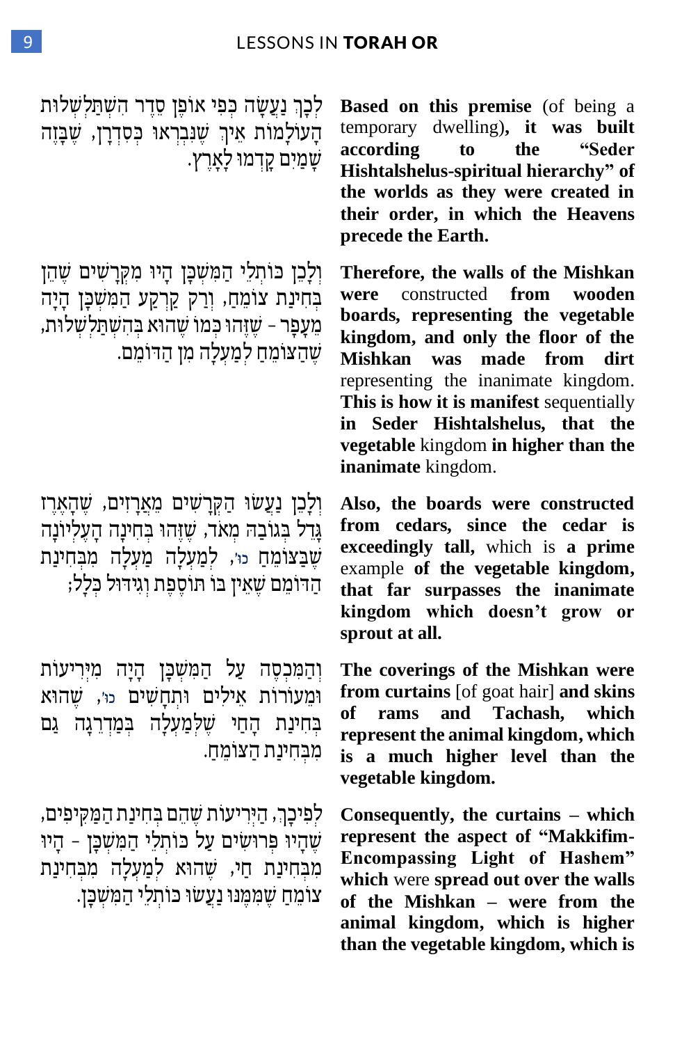לְכָךְ נַעֲשָׂה כְּפִי אוֹפֶן סֵדֶר הַשְׁתַּלְשְׁלוּת הָעוֹלָמוֹת אֵיךְ שֶׁנִּבְרְאוּ כְּסִדְרָן, שֶׁבָּזֶה שָׁמַיִם קָדְמוּ לָאָרֶץ.

**Based on this premise** (of being a temporary dwelling)**, it was built according to the "Seder Hishtalshelus-spiritual hierarchy" of the worlds as they were created in their order, in which the Heavens precede the Earth.**

וְלָכֵן כּוֹתְלֵי הַמִּשְׁכָּן הָיוּ מִקְּרָשִׁים שֶׁהֵן בְּחִינַת צוֹמֵחַ, וְרַק קַרְקַע הַמִּשְׁכָּן הָיָה מֵעָפָר – שֶׁזֶּהוּ כְּמוֹ שֶׁהוּא בְּהִשְׁתַּלְשְׁלוּת, שֶׁהַצּוֹמֵחַ לְמַעְלָה מִן הַדּוֹמֵם.

**Therefore, the walls of the Mishkan were** constructed **from wooden boards, representing the vegetable kingdom, and only the floor of the Mishkan was made from dirt** representing the inanimate kingdom. **This is how it is manifest** sequentially **in Seder Hishtalshelus, that the vegetable** kingdom **in higher than the inanimate** kingdom.

וְלָכֵן נַעֲשׂוּ הַקְּרָשִׁים מֵאֲרָזִים, שֶׁהָאֶרֶז גָּדֵל בְּגָבְהוֹ מְאֹד, שֶׁזֶּהוּ בְּחִינָה הָעֶלְיוֹנָה שֶׁבַּצּוֹמֵחַ כו', לְמַעְלָה מַעְלָה מִבְּחִינַת הַדּוֹמֵם שֶׁאֵין בּוֹ תּוֹסֶפֶת וְגִידּוּל כְּלָל;

**Also, the boards were constructed from cedars, since the cedar is exceedingly tall,** which is **a prime** example **of the vegetable kingdom, that far surpasses the inanimate kingdom which doesn't grow or sprout at all.**

וְהַמִּכְסֶה עַל הַמִּשְׁכָּן הָיָה מִיְּרִיעוֹת וּמֵעוֹרוֹת אֵילִים וּתְחָשִׁים כו', שֶׁהוּא בְּחִינַת הָחַי שֶׁלְּמַעְלָה בְּמַדְרֵגָה גַם מִבְּחִינַת הַצּוֹמֵחַ.

**The coverings of the Mishkan were from curtains** [of goat hair] **and skins of rams and Tachash, which represent the animal kingdom, which is a much higher level than the vegetable kingdom.**

לְפִיכָךְ, הַיְּרִיעוֹת שֶׁהֵם בְּחִינַת הַמַּקִּיפִים, שֶׁהָיוּ פְּרוּשִׂים עַל כּוֹתְלֵי הַמִּשְׁכָּן – הָיוּ מִבְּחִינַת חַי, שֶׁהוּא לְמַעְלָה מִבְּחִינַת צוֹמֵחַ שֶׁמִּמֶּנּוּ נַעֲשׂוּ כּוֹתְלֵי הַמִּשְׁכָּן.

**Consequently, the curtains – which represent the aspect of "Makkifim-Encompassing Light of Hashem" which** were **spread out over the walls of the Mishkan – were from the animal kingdom, which is higher than the vegetable kingdom, which is**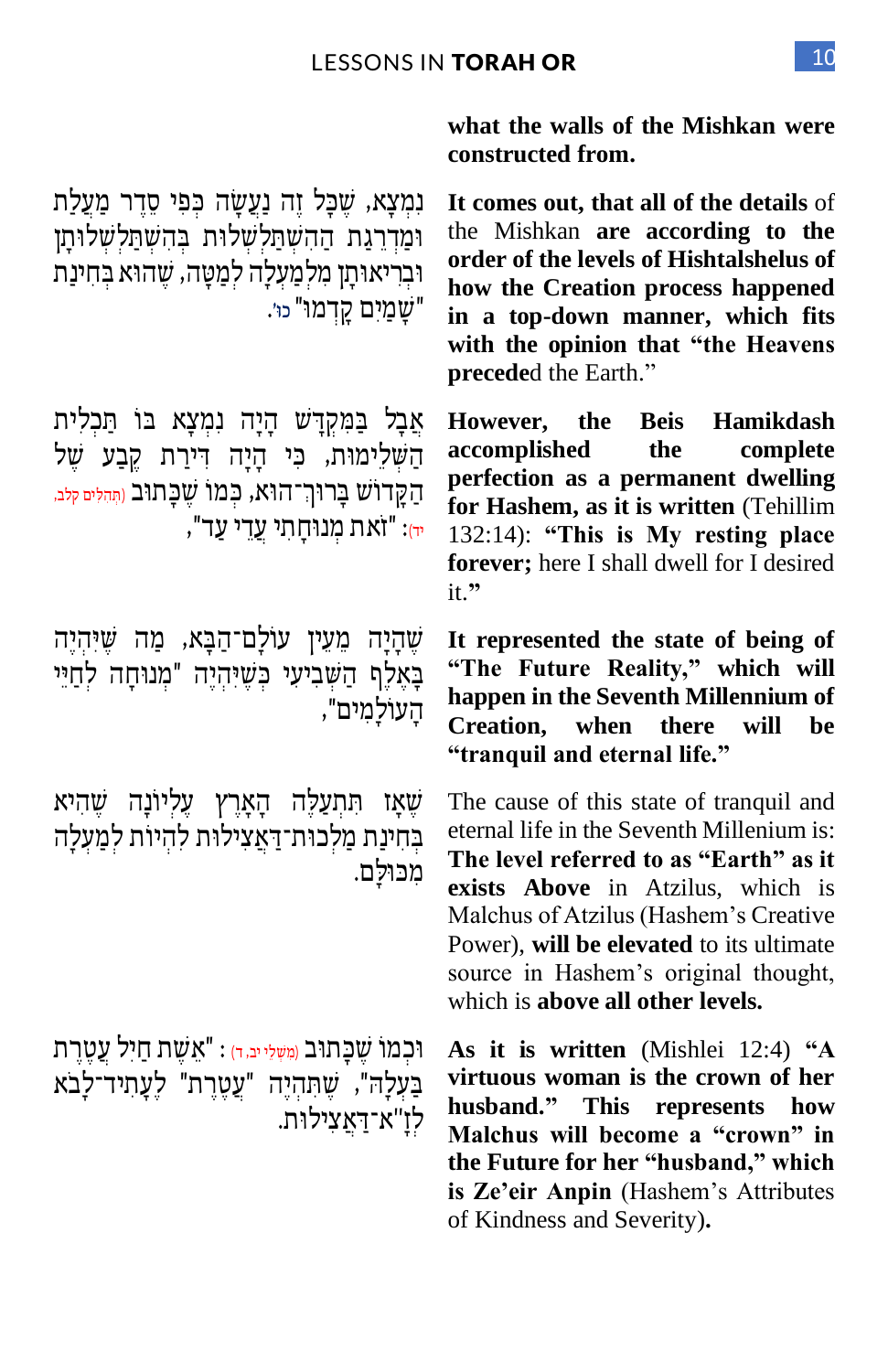**what the walls of the Mishkan were constructed from.**

נִמְצָא, שֶׁכָּל זֶה נַעֲשָׂה כְּפִי סֵדֶר מַעֲלַת וּמַדְרֵגַת הַהִשְׁתַּלְשְׁלוּת בְּהִשְׁתַּלְשְׁלוּתָן וּבְרִיאוּתָן מִלְמַעְלָה לְמַטָּה, שֶׁהוּא בְּחִינַת "שָׁמַיִם קָדְמוּ" כו'.

**It comes out, that all of the details** of the Mishkan **are according to the order of the levels of Hishtalshelus of how the Creation process happened in a top-down manner, which fits with the opinion that "the Heavens precede**d the Earth."

אֲבָל בַּמִּקְדָּשׁ הָיָה נִמְצָא בּוֹ תַּכְלִית הַשְּׁלֵימוּת, כִּי הָיָה דִּירַת קֶבַע שֶׁל הַקָּדוֹשׁ בָּרוּךְ־הוּא, כְּמוֹ שֶׁכָּתוּב (תְּהִלִּים קלב, יד): "זֹאת מְנוּחָתִי עֲדֵי עַד",

**However, the Beis Hamikdash accomplished the complete perfection as a permanent dwelling for Hashem, as it is written** (Tehillim 132:14): **"This is My resting place forever;** here I shall dwell for I desired it.**"**

שֶׁהָיָה מֵעֵין עוֹלָם־הַבָּא, מַה שֶּׁיִּהְיֶה בָּאֶלֶף הַשְּׁבִיעִי כְּשֶׁיִּהְיֶה "מְנוּחָה לְחַיֵּי הָעוֹלָמִים",

**It represented the state of being of "The Future Reality," which will happen in the Seventh Millennium of Creation, when there will be "tranquil and eternal life."**

שֶׁאָז תִּתְעַלֶּה הָאָרֶץ עֶלְיוֹנָה שֶׁהִיא בְּחִינַת מַלְכוּת־דַּאֲצִילוּת לִהְיוֹת לְמַעְלָה מִכּוּלָּם.

The cause of this state of tranquil and eternal life in the Seventh Millenium is: **The level referred to as "Earth" as it exists Above** in Atzilus, which is Malchus of Atzilus (Hashem's Creative Power), **will be elevated** to its ultimate source in Hashem's original thought, which is **above all other levels.**

וּכְמוֹ שֶׁכָּתוּב (מִשְׁלֵי יב, ד): "אֵשֶׁת חַיִל עֲטֶרֶת בַּעְלָהּ", שֶׁתִּהְיֶה "עֲטֶרֶת" לֶעָתִיד־לָבֹא לְזָ"א־דַּאֲצִילוּת.

**As it is written** (Mishlei 12:4) **"A virtuous woman is the crown of her husband." This represents how Malchus will become a "crown" in the Future for her "husband," which is Ze'eir Anpin** (Hashem's Attributes of Kindness and Severity)**.**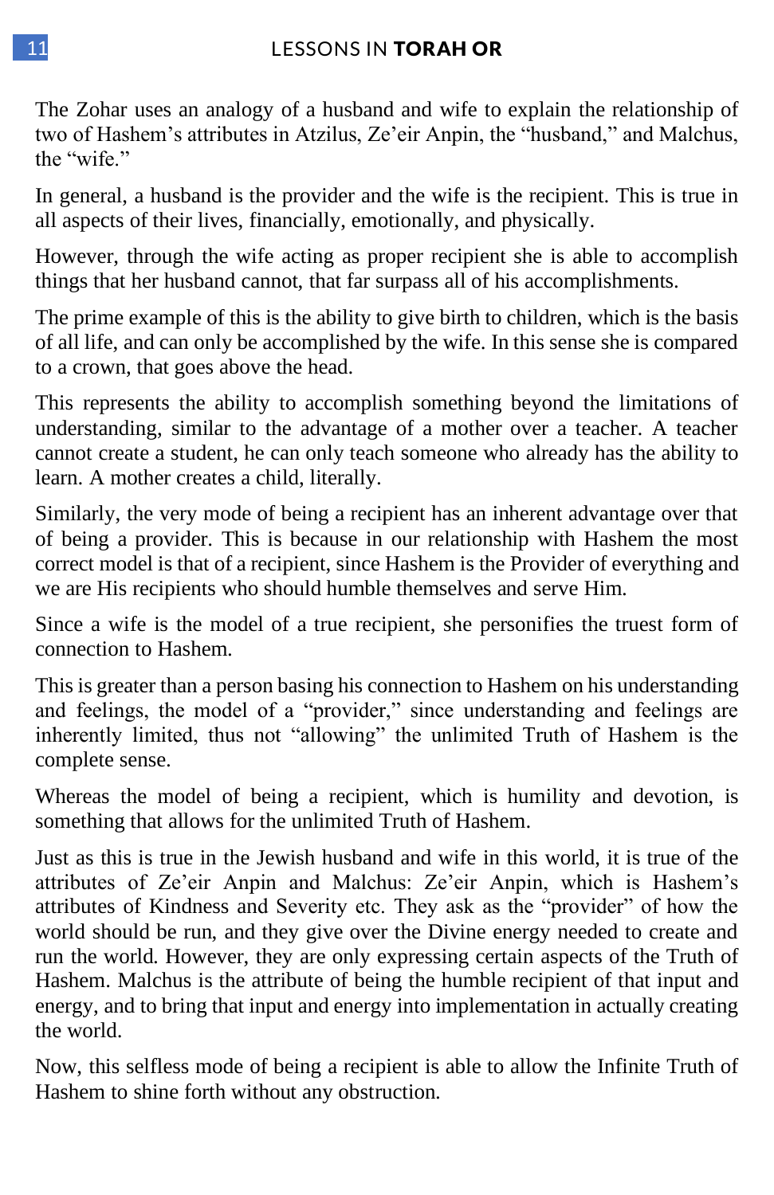The Zohar uses an analogy of a husband and wife to explain the relationship of two of Hashem's attributes in Atzilus, Ze'eir Anpin, the "husband," and Malchus, the "wife."

In general, a husband is the provider and the wife is the recipient. This is true in all aspects of their lives, financially, emotionally, and physically.

However, through the wife acting as proper recipient she is able to accomplish things that her husband cannot, that far surpass all of his accomplishments.

The prime example of this is the ability to give birth to children, which is the basis of all life, and can only be accomplished by the wife. In this sense she is compared to a crown, that goes above the head.

This represents the ability to accomplish something beyond the limitations of understanding, similar to the advantage of a mother over a teacher. A teacher cannot create a student, he can only teach someone who already has the ability to learn. A mother creates a child, literally.

Similarly, the very mode of being a recipient has an inherent advantage over that of being a provider. This is because in our relationship with Hashem the most correct model is that of a recipient, since Hashem is the Provider of everything and we are His recipients who should humble themselves and serve Him.

Since a wife is the model of a true recipient, she personifies the truest form of connection to Hashem.

This is greater than a person basing his connection to Hashem on his understanding and feelings, the model of a "provider," since understanding and feelings are inherently limited, thus not "allowing" the unlimited Truth of Hashem is the complete sense.

Whereas the model of being a recipient, which is humility and devotion, is something that allows for the unlimited Truth of Hashem.

Just as this is true in the Jewish husband and wife in this world, it is true of the attributes of Ze'eir Anpin and Malchus: Ze'eir Anpin, which is Hashem's attributes of Kindness and Severity etc. They ask as the "provider" of how the world should be run, and they give over the Divine energy needed to create and run the world. However, they are only expressing certain aspects of the Truth of Hashem. Malchus is the attribute of being the humble recipient of that input and energy, and to bring that input and energy into implementation in actually creating the world.

Now, this selfless mode of being a recipient is able to allow the Infinite Truth of Hashem to shine forth without any obstruction.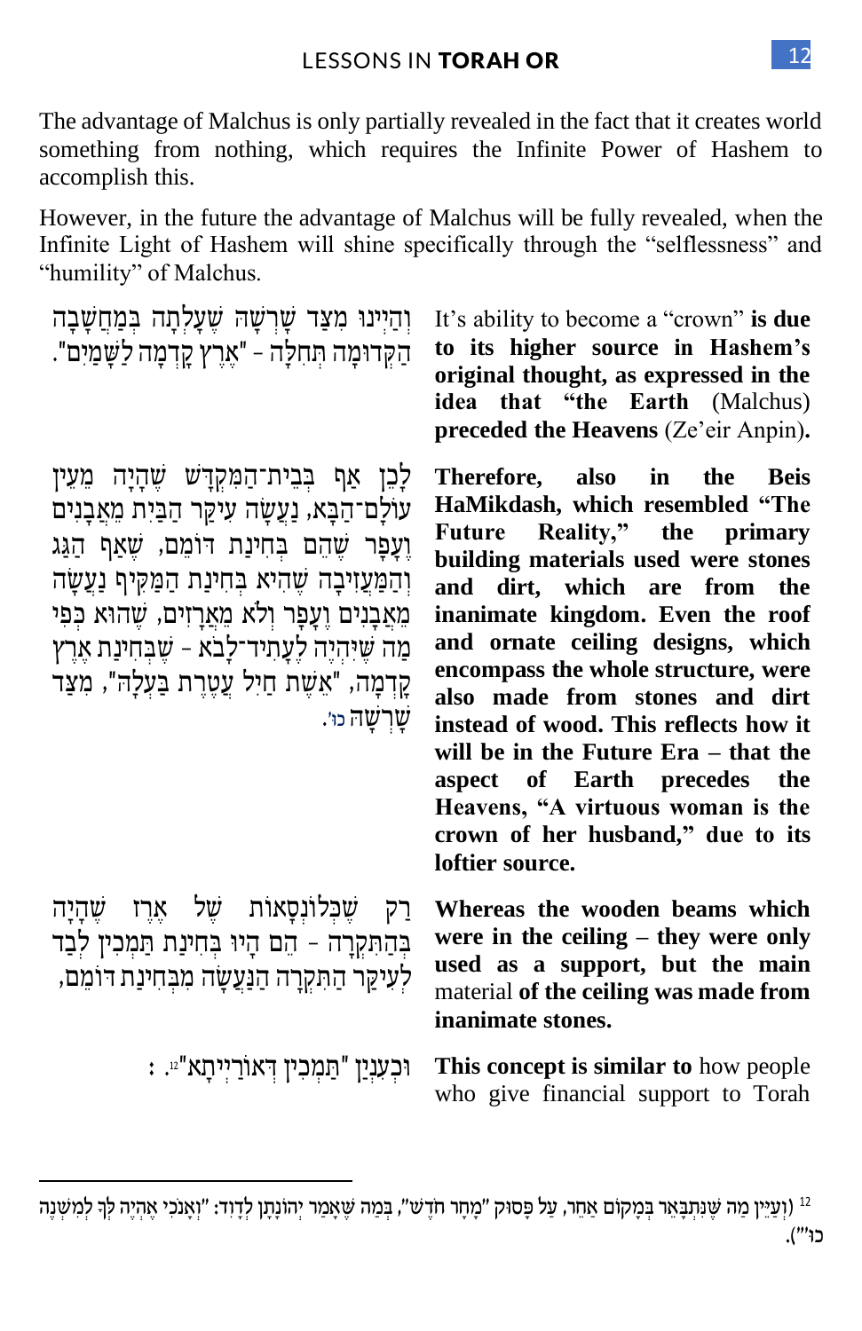The advantage of Malchus is only partially revealed in the fact that it creates world something from nothing, which requires the Infinite Power of Hashem to accomplish this.

However, in the future the advantage of Malchus will be fully revealed, when the Infinite Light of Hashem will shine specifically through the "selflessness" and "humility" of Malchus.

וְהַיְינוּ מִצַּד שָׁרְשָׁהּ שֶׁעָלְתָה בְּמַחֲשָׁבָה הַקְּדוּמָה תְּחִלָּה - "אֶרֶץ קָדְמָה לַשָּׁמַיִם".

It's ability to become a "crown" **is due to its higher source in Hashem's original thought, as expressed in the idea that "the Earth** (Malchus) **preceded the Heavens** (Ze'eir Anpin)**.**

לָכֵן אַף בְּבֵית־הַמִּקְדָּשׁ שֶׁהָיָה מֵעֵין עוֹלָם־הַבָּא, נַעֲשָׂה עִיקַּר הַבַּיִת מֵאֲבָנִים וְעָפָר שֶׁהֵם בְּחִינַת דּוֹמֵם, שֶׁאַף הַגַּג וְהַמַּעֲזִיבָה שֶׁהִיא בְּחִינַת הַמַּקִּיף נַעֲשָׂה מֵאֲבָנִים וְעָפָר וְלֹא מֵאֲרָזִים, שֶׁהוּא כְּפִי מַה שֶּׁיִּהְיֶה לֶעָתִיד־לָבֹא - שֶׁבְּחִינַת אֶרֶץ קָדְמָה, "אֵשֶׁת חַיִל עֲטֶרֶת בַּעְלָהּ", מִצַּד שָׁרְשָׁהּ כו'.

**Therefore, also in the Beis HaMikdash, which resembled "The Future Reality," the primary building materials used were stones and dirt, which are from the inanimate kingdom. Even the roof and ornate ceiling designs, which encompass the whole structure, were also made from stones and dirt instead of wood. This reflects how it will be in the Future Era – that the aspect of Earth precedes the Heavens, "A virtuous woman is the crown of her husband," due to its loftier source.**

רַק שֶׁבְּלוֹנְסָאוֹת שֶׁל אֶרֶז שֶׁהָיָה בְּהַתִּקְרָה - הֵם הָיוּ בְּחִינַת תַּמְכִין לְבַד לְעִיקַּר הַתִּקְרָה הַנַּעֲשָׂה מִבְּחִינַת דּוֹמֵם,

**Whereas the wooden beams which were in the ceiling – they were only used as a support, but the main** material **of the ceiling was made from inanimate stones.**

וּכְעִנְיַן "תַּמְכִין דְּאוֹרַיְיתָא"[12]:

**This concept is similar to** how people who give financial support to Torah

---

[12] (וְעַיֵּין מַה שֶּׁנִּתְבָּאֵר בְּמָקוֹם אַחֵר, עַל פָּסוּק "מָחָר חֹדֶשׁ", בְּמַה שֶּׁאָמַר יְהוֹנָתָן לְדָוִד: "וְאָנֹכִי אֶהְיֶה לְּךָ לְמִשְׁנֶה כו'").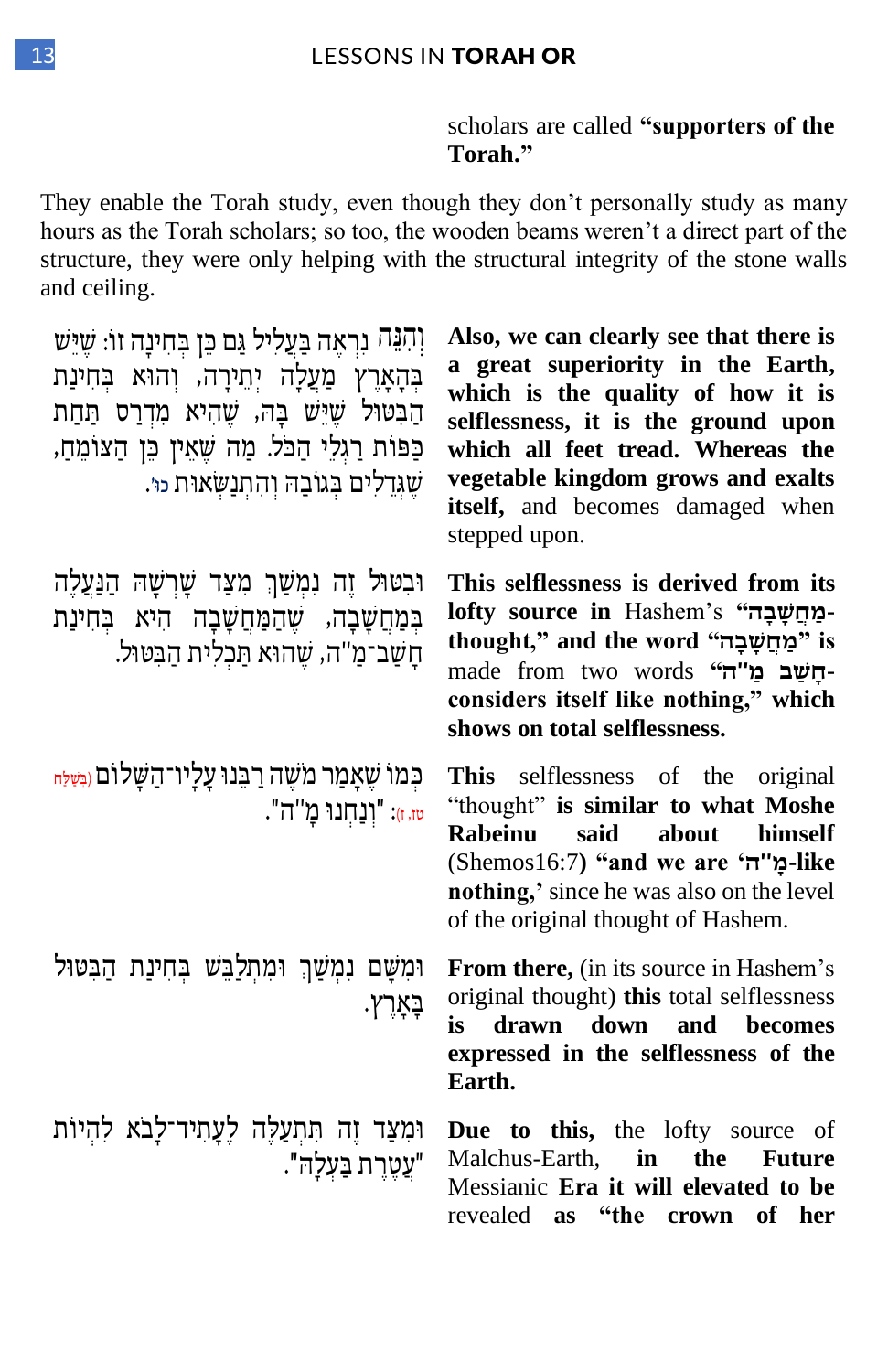scholars are called **"supporters of the Torah."**

They enable the Torah study, even though they don't personally study as many hours as the Torah scholars; so too, the wooden beams weren't a direct part of the structure, they were only helping with the structural integrity of the stone walls and ceiling.

וְהִנֵּה נִרְאֶה בַּעֲלִיל גַּם כֵּן בְּחִינָה זוֹ: שֶׁיֵּשׁ בְּהָאָרֶץ מַעֲלָה יְתֵירָה, וְהוּא בְּחִינַת הַבִּטּוּל שֶׁיֵּשׁ בָּהּ, שֶׁהִיא מִדְרַס תַּחַת כַּפּוֹת רַגְלֵי הַכֹּל. מַה שֶּׁאֵין כֵּן הַצּוֹמֵחַ, שֶׁגְּדֵלִים בְּגוֹבַהּ וְהִתְנַשְּׂאוּת כו'.

**Also, we can clearly see that there is a great superiority in the Earth, which is the quality of how it is selflessness, it is the ground upon which all feet tread. Whereas the vegetable kingdom grows and exalts itself,** and becomes damaged when stepped upon.

וּבִטּוּל זֶה נִמְשָׁךְ מִצַּד שָׁרְשָׁהּ הַנַּעֲלֶה בְּמַחֲשָׁבָה, שֶׁהַמַּחֲשָׁבָה הִיא בְּחִינַת חָשַׁב־מַ"ה, שֶׁהוּא תַּכְלִית הַבִּטּוּל.

**This selflessness is derived from its lofty source in** Hashem's **"מַחֲשָׁבָה-thought," and the word "מַחֲשָׁבָה" is** made from two words **"חָשַׁב מַ"ה-considers itself like nothing," which shows on total selflessness.**

כְּמוֹ שֶׁאָמַר מֹשֶׁה רַבֵּנוּ עָלָיו־הַשָּׁלוֹם (בְּשַׁלַּח טז, ז): "וְנַחְנוּ מָ"ה".

**This** selflessness of the original "thought" **is similar to what Moshe Rabeinu said** about himself (Shemos16:7) **"and we are 'מָ"ה-like nothing,'** since he was also on the level of the original thought of Hashem.

וּמִשָּׁם נִמְשָׁךְ וּמִתְלַבֵּשׁ בְּחִינַת הַבִּטּוּל בָּאָרֶץ.

**From there,** (in its source in Hashem's original thought) **this** total selflessness **is drawn down and becomes expressed in the selflessness of the Earth.**

וּמִצַּד זֶה תִּתְעַלֶּה לֶעָתִיד־לָבֹא לִהְיוֹת "עֲטֶרֶת בַּעְלָהּ".

**Due to this,** the lofty source of Malchus-Earth, **in the Future** Messianic **Era it will elevated to be** revealed **as "the crown of her**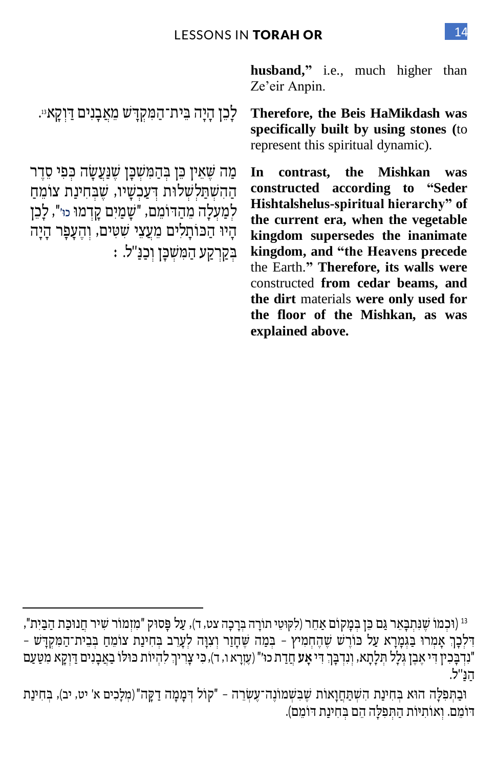husband,” i.e., much higher than Ze’eir Anpin.

לָכֵן הָיָה בֵּית־הַמִּקְדָּשׁ מֵאֲבָנִים דַּוְקָא[13].

**Therefore, the Beis HaMikdash was specifically built by using stones (**to represent this spiritual dynamic).

מַה שֶּׁאֵין כֵּן בְּהַמִּשְׁכָּן שֶׁנַּעֲשָׂה כְּפִי סֵדֶר הַהִשְׁתַּלְשְׁלוּת דְּעַכְשָׁיו, שֶׁבְּחִינַת צוֹמֵחַ לְמַעְלָה מֵהַדּוֹמֵם, "שָׁמַיִם קָדְמוּ כו'", לָכֵן הָיוּ הַכּוֹתָלִים מֵעֲצֵי שִׁטִּים, וְהֶעָפָר הָיָה בְּקַרְקַע הַמִּשְׁכָּן וְכַנַּ"ל:

**In contrast, the Mishkan was constructed according to “Seder Hishtalshelus-spiritual hierarchy” of the current era, when the vegetable kingdom supersedes the inanimate kingdom, and “the Heavens precede** the Earth.” **Therefore, its walls were** constructed **from cedar beams, and the dirt** materials **were only used for the floor of the Mishkan, as was explained above.**

---

[13] (וּכְמוֹ שֶׁנִּתְבָּאֵר גַּם כֵּן בְּמָקוֹם אַחֵר (לִקּוּטֵי תוֹרָה בְּרָכָה צט, ד), עַל פָּסוּק "מִזְמוֹר שִׁיר חֲנֻכַּת הַבַּיִת", דִּלְכָךְ אָמְרוּ בַּגְּמָרָא עַל כּוֹרֵשׁ שֶׁהֶחְמִיץ - בְּמָה שֶׁחָזַר וְצִוָּה לְעָרֵב בְּחִינַת צוֹמֵחַ בְּבֵית־הַמִּקְדָּשׁ - "נִדְבָּכִין דִּי אֶבֶן גְּלָל תְּלָתָא, וְנִדְבָּךְ דִּי אָע חֲדַת כו'" (עֶזְרָא ו, ד), כִּי צָרִיךְ לִהְיוֹת כּוּלּוֹ בַּאֲבָנִים דַּוְקָא מִטַּעַם הַנַּ"ל.

וּבַתְּפִלָּה הוּא בְּחִינַת הִשְׁתַּחֲוָאוֹת שֶׁבִּשְׁמוֹנֶה־עֶשְׂרֵה - "קוֹל דְּמָמָה דַקָּה" (מְלָכִים א' יט, יב), בְּחִינַת דּוֹמֵם. וְאוֹתִיּוֹת הַתְּפִלָּה הֵם בְּחִינַת דּוֹמֵם).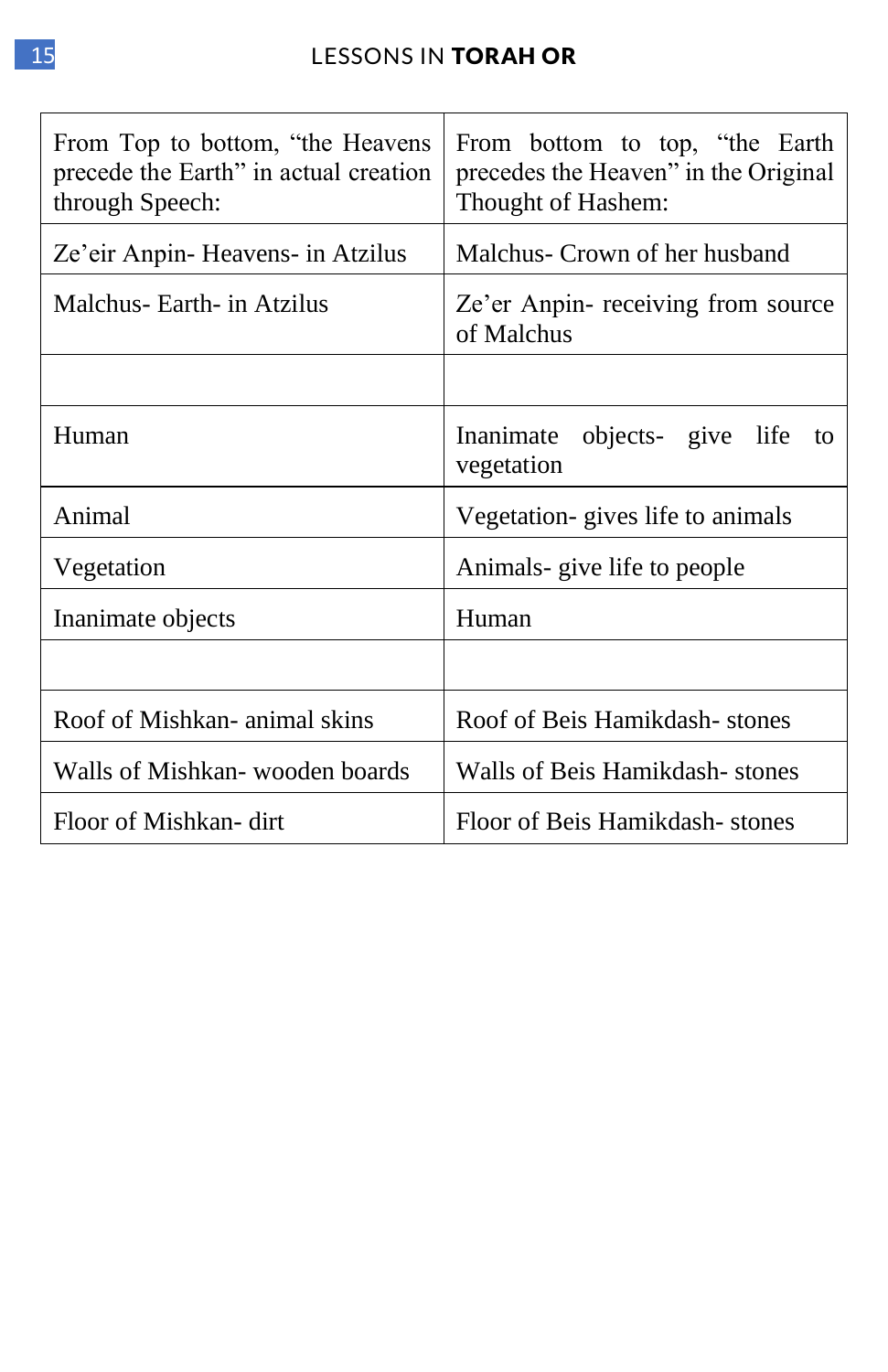| From Top to bottom, "the Heavens precede the Earth" in actual creation through Speech: | From bottom to top, "the Earth precedes the Heaven" in the Original Thought of Hashem: |
|---|---|
| Ze'eir Anpin- Heavens- in Atzilus | Malchus- Crown of her husband |
| Malchus- Earth- in Atzilus | Ze'er Anpin- receiving from source of Malchus |
| | |
| Human | Inanimate objects- give life to vegetation |
| Animal | Vegetation- gives life to animals |
| Vegetation | Animals- give life to people |
| Inanimate objects | Human |
| | |
| Roof of Mishkan- animal skins | Roof of Beis Hamikdash- stones |
| Walls of Mishkan- wooden boards | Walls of Beis Hamikdash- stones |
| Floor of Mishkan- dirt | Floor of Beis Hamikdash- stones |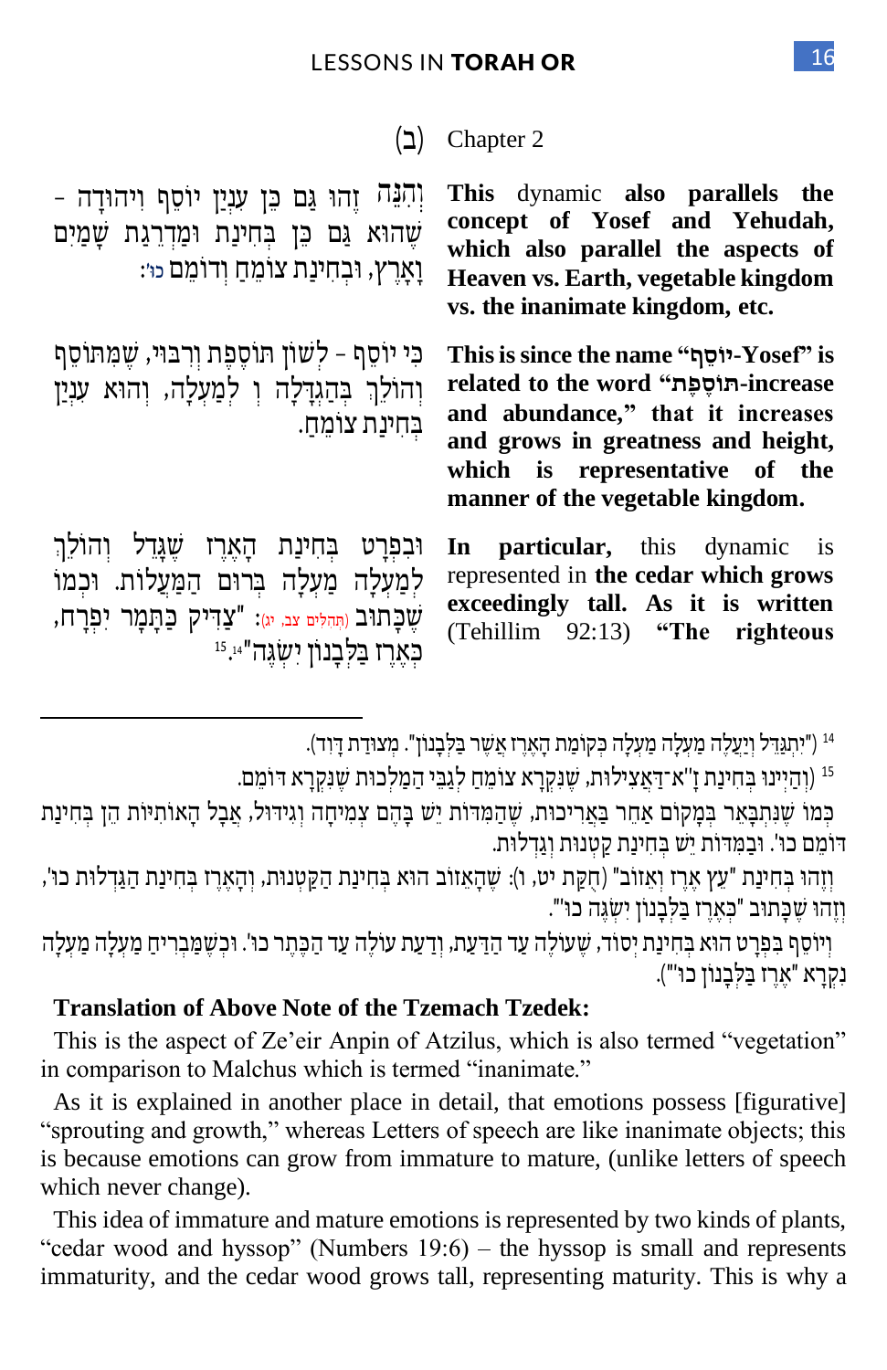(ב) Chapter 2

וְהִנֵּה זֶהוּ גַּם כֵּן עִנְיַן יוֹסֵף וִיהוּדָה – שֶׁהוּא גַּם כֵּן בְּחִינַת וּמַדְרֵגַת שָׁמַיִם וָאָרֶץ, וּבְחִינַת צוֹמֵחַ וְדוֹמֵם כו':

**This** dynamic **also parallels the concept of Yosef and Yehudah, which also parallel the aspects of Heaven vs. Earth, vegetable kingdom vs. the inanimate kingdom, etc.**

כִּי יוֹסֵף – לְשׁוֹן תּוֹסֶפֶת וְרִבּוּי, שֶׁמִּתּוֹסֵף וְהוֹלֵךְ בְּהַגְדָּלָה וּ לְמַעְלָה, וְהוּא עִנְיַן בְּחִינַת צוֹמֵחַ.

**This is since the name "יוֹסֵף-Yosef" is related to the word "תּוֹסֶפֶת-increase and abundance," that it increases and grows in greatness and height, which is representative of the manner of the vegetable kingdom.**

וּבִפְרָט בְּחִינַת הָאֶרֶז שֶׁגָּדֵל וְהוֹלֵךְ לְמַעְלָה מַעְלָה בְּרוּם הַמַּעֲלוֹת. וּכְמוֹ שֶׁכָּתוּב (תהלים צב, יג): "צַדִּיק כַּתָּמָר יִפְרָח, כְּאֶרֶז בַּלְּבָנוֹן יִשְׂגֶּה".[14] [15]

**In particular,** this dynamic is represented in **the cedar which grows exceedingly tall. As it is written** (Tehillim 92:13) **"The righteous**

---

[14] ("יִתְגַּדֵּל וְיַעֲלֶה מַעְלָה מַעְלָה כְּקוֹמַת הָאֶרֶז אֲשֶׁר בַּלְּבָנוֹן". מְצוּדַת דָּוִד).

[15] (וְהַיְינוּ בְּחִינַת ז"א דַּאֲצִילוּת, שֶׁנִּקְרָא צוֹמֵחַ לְגַבֵּי הַמַּלְכוּת שֶׁנִּקְרָא דוֹמֵם.

כְּמוֹ שֶׁנִּתְבָּאֵר בְּמָקוֹם אַחֵר בַּאֲרִיכוּת, שֶׁהַמִּדּוֹת יֵשׁ בָּהֶם צְמִיחָה וְגִידּוּל, אֲבָל הָאוֹתִיּוֹת הֵן בְּחִינַת דוֹמֵם כו'. וּבַמִּדּוֹת יֵשׁ בְּחִינַת קְטַנּוּת וְגַדְלוּת.

וְזֶהוּ בְּחִינַת "עֵץ אֶרֶז וְאֵזוֹב" (חֻקַּת יט, ו): שֶׁהָאֵזוֹב הוּא בְּחִינַת הַקַּטְנוּת, וְהָאֶרֶז בְּחִינַת הַגַּדְלוּת כו', וְזֶהוּ שֶׁכָּתוּב "כְּאֶרֶז בַּלְּבָנוֹן יִשְׂגֶּה כו'".

וְיוֹסֵף בִּפְרָט הוּא בְּחִינַת יְסוֹד, שֶׁעוֹלֶה עַד הַדַּעַת, וְדַעַת עוֹלֶה עַד הַכֶּתֶר כו'. וּכְשֶׁמַּבְרִיחַ מַעְלָה מַעְלָה נִקְרָא "אֶרֶז בַּלְּבָנוֹן כו'").

**Translation of Above Note of the Tzemach Tzedek:**

This is the aspect of Ze'eir Anpin of Atzilus, which is also termed "vegetation" in comparison to Malchus which is termed "inanimate."

As it is explained in another place in detail, that emotions possess [figurative] "sprouting and growth," whereas Letters of speech are like inanimate objects; this is because emotions can grow from immature to mature, (unlike letters of speech which never change).

This idea of immature and mature emotions is represented by two kinds of plants, "cedar wood and hyssop" (Numbers 19:6) – the hyssop is small and represents immaturity, and the cedar wood grows tall, representing maturity. This is why a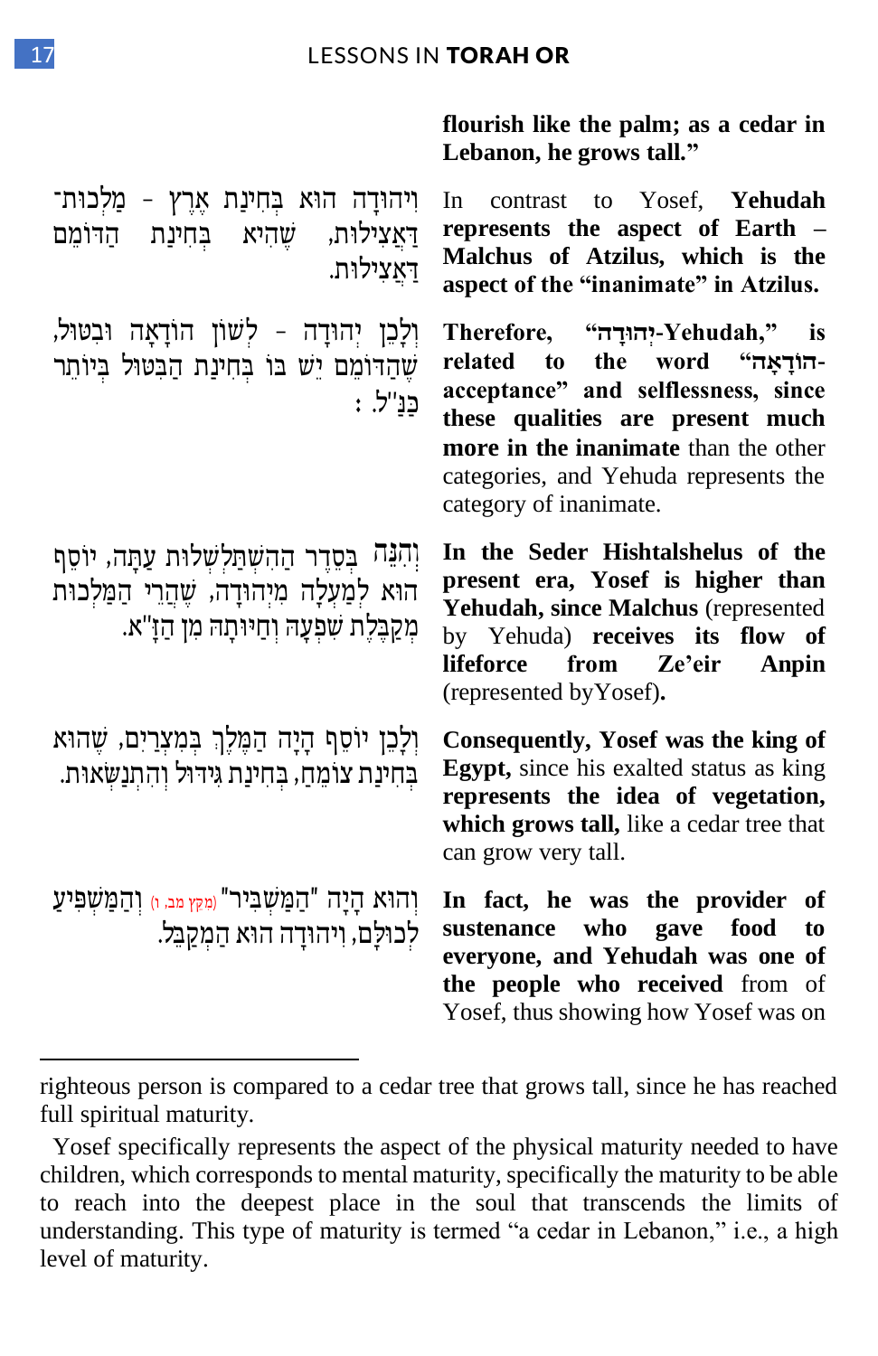**flourish like the palm; as a cedar in Lebanon, he grows tall."**

וִיהוּדָה הוּא בְּחִינַת אֶרֶץ - מַלְכוּת־דַּאֲצִילוּת, שֶׁהִיא בְּחִינַת הַדּוֹמֵם דַּאֲצִילוּת.

In contrast to Yosef, **Yehudah represents the aspect of Earth – Malchus of Atzilus, which is the aspect of the "inanimate" in Atzilus.**

וְלָכֵן יְהוּדָה - לְשׁוֹן הוֹדָאָה וּבִטּוּל, שֶׁהַדּוֹמֵם יֵשׁ בּוֹ בְּחִינַת הַבִּטּוּל בְּיוֹתֵר כַּנַּ"ל:

**Therefore, "יְהוּדָה-Yehudah," is related to the word "הוֹדָאָה-acceptance" and selflessness, since these qualities are present much more in the inanimate** than the other categories, and Yehuda represents the category of inanimate.

וְהִנֵּה בְּסֵדֶר הַהִשְׁתַּלְשְׁלוּת עַתָּה, יוֹסֵף הוּא לְמַעְלָה מִיהוּדָה, שֶׁהֲרֵי הַמַּלְכוּת מְקַבֶּלֶת שִׁפְעָהּ וְחִיּוּתָהּ מִן הַזָּ"א.

**In the Seder Hishtalshelus of the present era, Yosef is higher than Yehudah, since Malchus** (represented by Yehuda) **receives its flow of lifeforce from Ze'eir Anpin** (represented byYosef)**.**

וְלָכֵן יוֹסֵף הָיָה הַמֶּלֶךְ בְּמִצְרַיִם, שֶׁהוּא בְּחִינַת צוֹמֵחַ, בְּחִינַת גִּידּוּל וְהִתְנַשְּׂאוּת.

**Consequently, Yosef was the king of Egypt,** since his exalted status as king **represents the idea of vegetation, which grows tall,** like a cedar tree that can grow very tall.

וְהוּא הָיָה "הַמַּשְׁבִּיר" (מקץ מב, ו) וְהַמַּשְׁפִּיעַ לְכוּלָּם, וִיהוּדָה הוּא הַמְקַבֵּל.

**In fact, he was the provider of sustenance who gave food to everyone, and Yehudah was one of the people who received** from of Yosef, thus showing how Yosef was on

---

righteous person is compared to a cedar tree that grows tall, since he has reached full spiritual maturity.

Yosef specifically represents the aspect of the physical maturity needed to have children, which corresponds to mental maturity, specifically the maturity to be able to reach into the deepest place in the soul that transcends the limits of understanding. This type of maturity is termed "a cedar in Lebanon," i.e., a high level of maturity.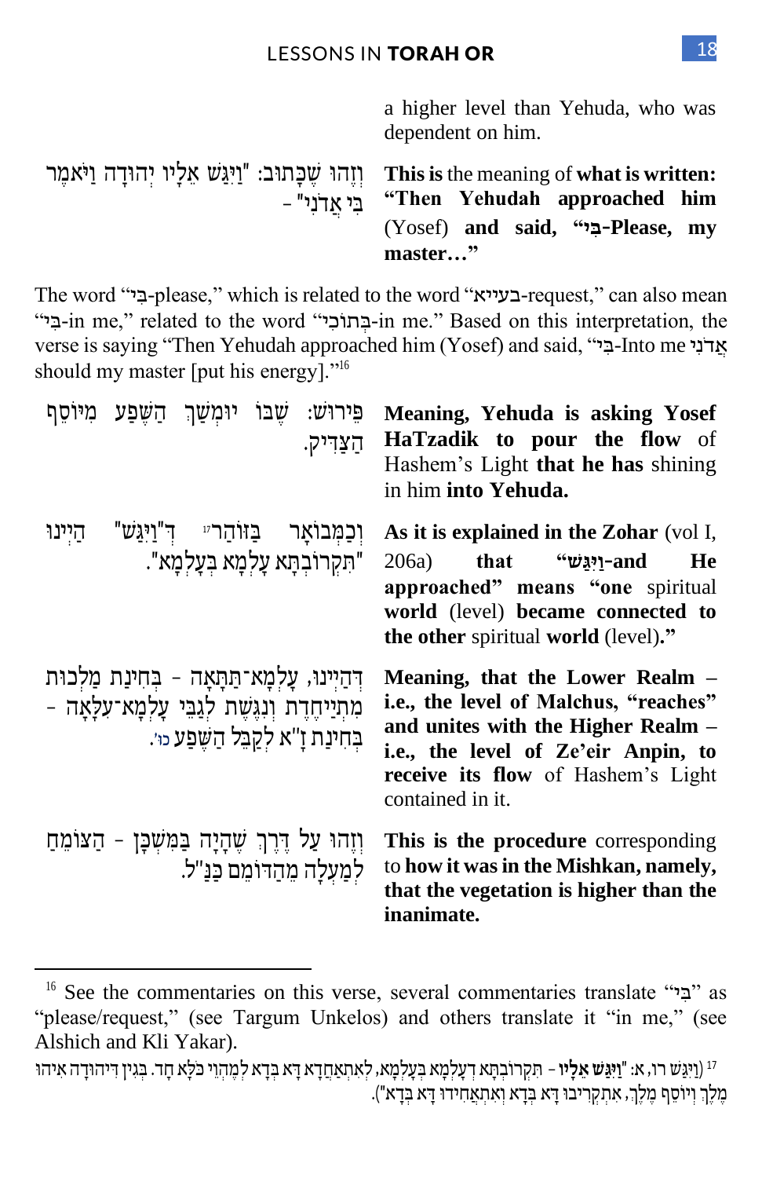a higher level than Yehuda, who was dependent on him.

וְזֶהוּ שֶׁכָּתוּב: "וַיִּגַּשׁ אֵלָיו יְהוּדָה וַיֹּאמֶר בִּי אֲדֹנִי" –

**This is** the meaning of **what is written: "Then Yehudah approached him** (Yosef) **and said, "בִּי-Please, my master…"**

The word "בִּי-please," which is related to the word "בעייא-request," can also mean "בִּי-in me," related to the word "בְּתוֹכִי-in me." Based on this interpretation, the verse is saying "Then Yehudah approached him (Yosef) and said, "בִּי-Into me אֲדֹנִי should my master [put his energy]."[16]

פֵּירוּשׁ: שֶׁבּוֹ יוּמְשַׁךְ הַשֶּׁפַע מִיּוֹסֵף הַצַּדִּיק.

**Meaning, Yehuda is asking Yosef HaTzadik to pour the flow** of Hashem's Light **that he has** shining in him **into Yehuda.**

וְכַמְבוֹאָר בַּזֹּהַר[17] דְּ"וַיִּגַּשׁ" הַיְינוּ "תִּקְרוֹבְתָּא עָלְמָא בְּעָלְמָא".

**As it is explained in the Zohar** (vol I, 206a) **that "וַיִּגַּשׁ-and He approached" means "one** spiritual **world** (level) **became connected to the other** spiritual **world** (level)**."**

דְּהַיְינוּ, עָלְמָא־תַּתָּאָה – בְּחִינַת מַלְכוּת מִתְיַיחֶדֶת וְנִגֶּשֶׁת לְגַבֵּי עָלְמָא־עִלָּאָה – בְּחִינַת זָ"א לְקַבֵּל הַשֶּׁפַע כו'.

**Meaning, that the Lower Realm – i.e., the level of Malchus, "reaches" and unites with the Higher Realm – i.e., the level of Ze'eir Anpin, to receive its flow** of Hashem's Light contained in it.

וְזֶהוּ עַל דֶּרֶךְ שֶׁהָיָה בַּמִּשְׁכָּן – הַצּוֹמֵחַ לְמַעְלָה מֵהַדּוֹמֵם כַּנַּ"ל.

**This is the procedure** corresponding to **how it was in the Mishkan, namely, that the vegetation is higher than the inanimate.**

---

[16] See the commentaries on this verse, several commentaries translate "בִּי" as "please/request," (see Targum Unkelos) and others translate it "in me," (see Alshich and Kli Yakar).

[17] (וַיִּגַּשׁ רו, א: "**וַיִּגַּשׁ אֵלָיו** – תִּקְרוֹבְתָּא דְעָלְמָא בְּעָלְמָא, לְאִתְאַחֲדָא דָא בְּדָא לְמֶהֱוֵי כֹּלָּא חַד. בְּגִין דִיהוּדָה אִיהוּ מֶלֶךְ וְיוֹסֵף מֶלֶךְ, אִתְקְרִיבוּ דָא בְּדָא וְאִתְאַחִידוּ דָא בְּדָא").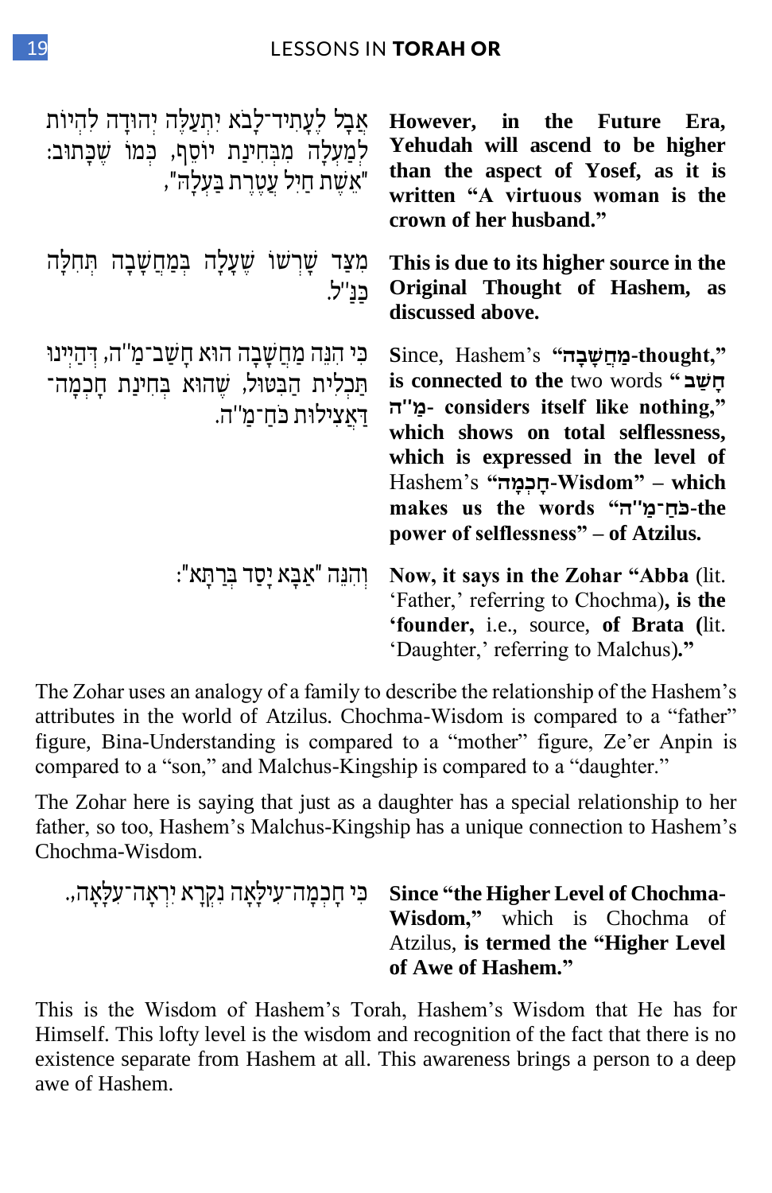אֲבָל לֶעָתִיד־לָבֹא יִתְעַלֶּה יְהוּדָה לִהְיוֹת לְמַעְלָה מִבְּחִינַת יוֹסֵף, כְּמוֹ שֶׁכָּתוּב: "אֵשֶׁת חַיִל עֲטֶרֶת בַּעְלָהּ",

**However, in the Future Era, Yehudah will ascend to be higher than the aspect of Yosef, as it is written "A virtuous woman is the crown of her husband."**

מִצַּד שָׁרְשׁוֹ שֶׁעָלָה בְּמַחֲשָׁבָה תְּחִלָּה כַּנַּ"ל.

**This is due to its higher source in the Original Thought of Hashem, as discussed above.**

כִּי הִנֵּה מַחֲשָׁבָה הוּא חָשַׁב־מַ"ה, דְּהַיְינוּ תַּכְלִית הַבִּטּוּל, שֶׁהוּא בְּחִינַת חָכְמָה־דַּאֲצִילוּת כֹּחַ־מַ"ה.

**S**ince, Hashem's **"מַחֲשָׁבָה-thought," is connected to the** two words **"חָשַׁב מַ"ה- considers itself like nothing," which shows on total selflessness, which is expressed in the level of** Hashem's **"חָכְמָה-Wisdom" – which makes us the words "כֹּחַ־מַ"ה-the power of selflessness" – of Atzilus.**

וְהִנֵּה "אַבָּא יָסַד בְּרַתָּא":

**Now, it says in the Zohar "Abba** (lit. 'Father,' referring to Chochma)**, is the 'founder,** i.e., source, **of Brata (**lit. 'Daughter,' referring to Malchus)**."**

The Zohar uses an analogy of a family to describe the relationship of the Hashem's attributes in the world of Atzilus. Chochma-Wisdom is compared to a "father" figure, Bina-Understanding is compared to a "mother" figure, Ze'er Anpin is compared to a "son," and Malchus-Kingship is compared to a "daughter."

The Zohar here is saying that just as a daughter has a special relationship to her father, so too, Hashem's Malchus-Kingship has a unique connection to Hashem's Chochma-Wisdom.

כִּי חָכְמָה־עִילָּאָה נִקְרָא יִרְאָה־עִלָּאָה,

**Since "the Higher Level of Chochma-Wisdom,"** which is Chochma of Atzilus, **is termed the "Higher Level of Awe of Hashem."**

This is the Wisdom of Hashem's Torah, Hashem's Wisdom that He has for Himself. This lofty level is the wisdom and recognition of the fact that there is no existence separate from Hashem at all. This awareness brings a person to a deep awe of Hashem.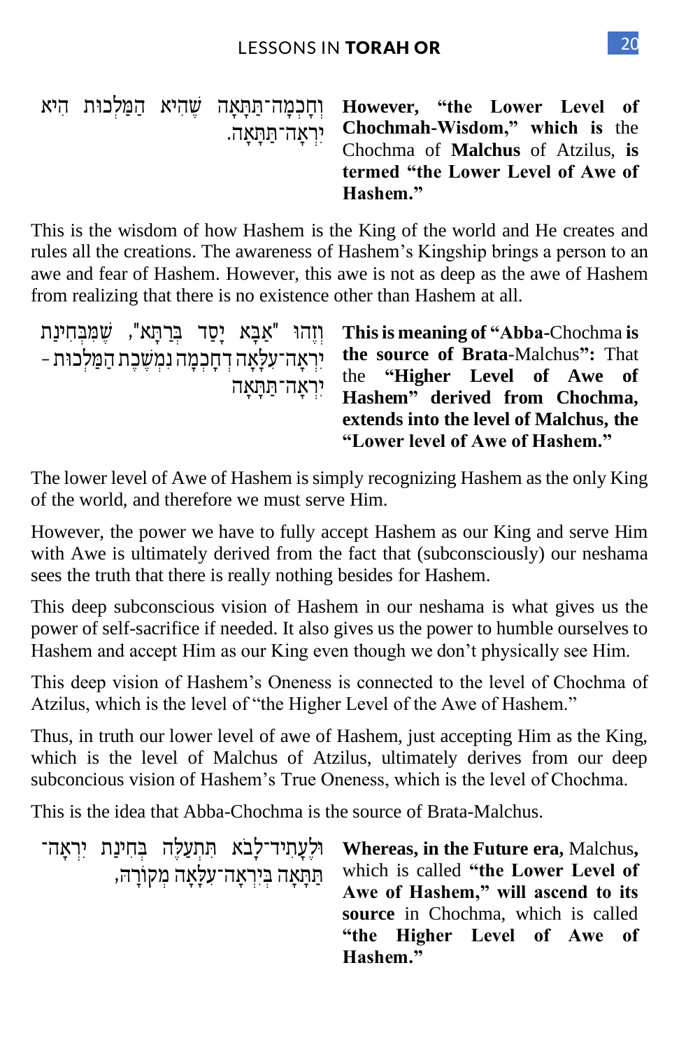וְחָכְמָה־תַּתָּאָה שֶׁהִיא הַמַּלְכוּת הִיא יִרְאָה־תַּתָּאָה.

**However, “the Lower Level of Chochmah-Wisdom,” which is** the Chochma of **Malchus** of Atzilus, **is termed “the Lower Level of Awe of Hashem.”**

This is the wisdom of how Hashem is the King of the world and He creates and rules all the creations. The awareness of Hashem’s Kingship brings a person to an awe and fear of Hashem. However, this awe is not as deep as the awe of Hashem from realizing that there is no existence other than Hashem at all.

וְזֶהוּ "אַבָּא יָסַד בְּרַתָּא", שֶׁמִּבְּחִינַת יִרְאָה־עִלָּאָה דְחָכְמָה נִמְשֶׁכֶת הַמַּלְכוּת - יִרְאָה־תַּתָּאָה

**This is meaning of “Abba-**Chochma **is the source of Brata-**Malchus**”:** That the **“Higher Level of Awe of Hashem” derived from Chochma, extends into the level of Malchus, the “Lower level of Awe of Hashem.”**

The lower level of Awe of Hashem is simply recognizing Hashem as the only King of the world, and therefore we must serve Him.

However, the power we have to fully accept Hashem as our King and serve Him with Awe is ultimately derived from the fact that (subconsciously) our neshama sees the truth that there is really nothing besides for Hashem.

This deep subconscious vision of Hashem in our neshama is what gives us the power of self-sacrifice if needed. It also gives us the power to humble ourselves to Hashem and accept Him as our King even though we don’t physically see Him.

This deep vision of Hashem’s Oneness is connected to the level of Chochma of Atzilus, which is the level of “the Higher Level of the Awe of Hashem.”

Thus, in truth our lower level of awe of Hashem, just accepting Him as the King, which is the level of Malchus of Atzilus, ultimately derives from our deep subconcious vision of Hashem’s True Oneness, which is the level of Chochma.

This is the idea that Abba-Chochma is the source of Brata-Malchus.

וּלְעָתִיד־לָבֹא תִּתְעַלֶּה בְּחִינַת יִרְאָה־תַּתָּאָה בְּיִרְאָה־עִלָּאָה מְקוֹרָהּ,

**Whereas, in the Future era,** Malchus**,** which is called **“the Lower Level of Awe of Hashem,” will ascend to its source** in Chochma, which is called **“the Higher Level of Awe of Hashem.”**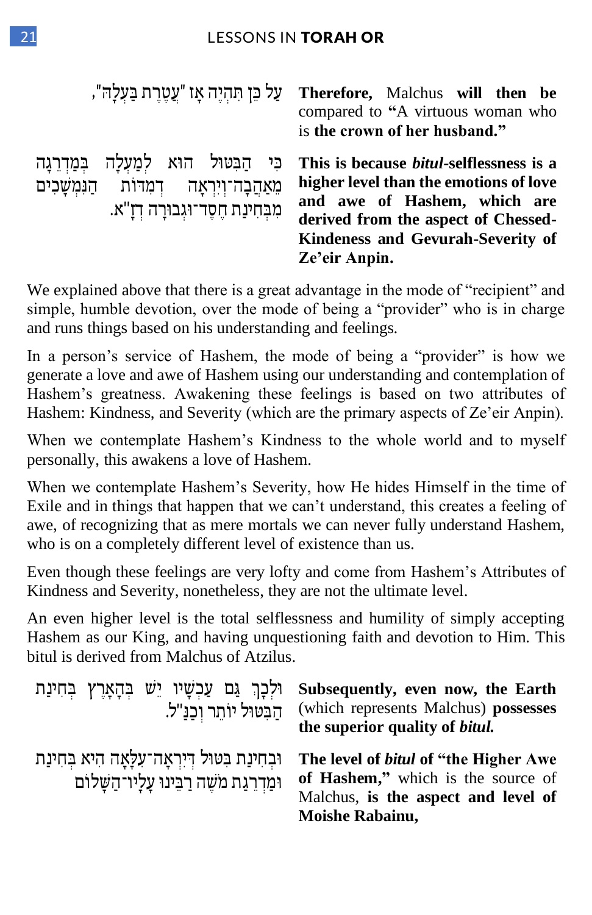עַל כֵּן תִּהְיֶה אָז "עֲטֶרֶת בַּעְלָהּ",

**Therefore,** Malchus **will then be** compared to **"A virtuous woman who** is **the crown of her husband."**

כִּי הַבִּטּוּל הוּא לְמַעְלָה בְּמַדְרֵגָה מֵאַהֲבָה־וְיִרְאָה דְּמִדּוֹת הַנִּמְשָׁכִים מִבְּחִינַת חֶסֶד־וּגְבוּרָה דְּזָ"א.

**This is because *bitul*-selflessness is a higher level than the emotions of love and awe of Hashem, which are derived from the aspect of Chessed-Kindeness and Gevurah-Severity of Ze'eir Anpin.**

We explained above that there is a great advantage in the mode of "recipient" and simple, humble devotion, over the mode of being a "provider" who is in charge and runs things based on his understanding and feelings.

In a person's service of Hashem, the mode of being a "provider" is how we generate a love and awe of Hashem using our understanding and contemplation of Hashem's greatness. Awakening these feelings is based on two attributes of Hashem: Kindness, and Severity (which are the primary aspects of Ze'eir Anpin).

When we contemplate Hashem's Kindness to the whole world and to myself personally, this awakens a love of Hashem.

When we contemplate Hashem's Severity, how He hides Himself in the time of Exile and in things that happen that we can't understand, this creates a feeling of awe, of recognizing that as mere mortals we can never fully understand Hashem, who is on a completely different level of existence than us.

Even though these feelings are very lofty and come from Hashem's Attributes of Kindness and Severity, nonetheless, they are not the ultimate level.

An even higher level is the total selflessness and humility of simply accepting Hashem as our King, and having unquestioning faith and devotion to Him. This bitul is derived from Malchus of Atzilus.

וּלְכָךְ גַּם עַכְשָׁיו יֵשׁ בְּהָאָרֶץ בְּחִינַת הַבִּטּוּל יוֹתֵר וְכַנַּ"ל.

**Subsequently, even now, the Earth** (which represents Malchus) **possesses the superior quality of *bitul.***

וּבְחִינַת בִּטּוּל דְּיִרְאָה־עִלָּאָה הִיא בְּחִינַת וּמַדְרֵגַת מֹשֶׁה רַבֵּינוּ עָלָיו־הַשָּׁלוֹם

**The level of *bitul* of "the Higher Awe of Hashem,"** which is the source of Malchus, **is the aspect and level of Moishe Rabainu,**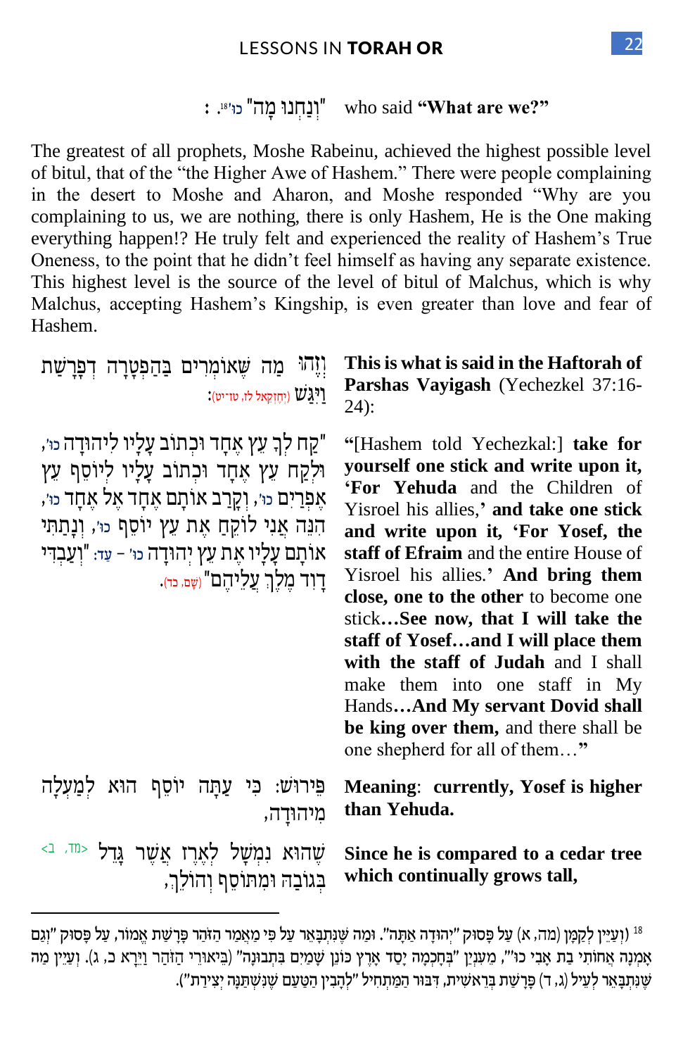"וְנַחְנוּ מָה" כו'[18]. : who said **"What are we?"**

The greatest of all prophets, Moshe Rabeinu, achieved the highest possible level of bitul, that of the "the Higher Awe of Hashem." There were people complaining in the desert to Moshe and Aharon, and Moshe responded "Why are you complaining to us, we are nothing, there is only Hashem, He is the One making everything happen!? He truly felt and experienced the reality of Hashem's True Oneness, to the point that he didn't feel himself as having any separate existence. This highest level is the source of the level of bitul of Malchus, which is why Malchus, accepting Hashem's Kingship, is even greater than love and fear of Hashem.

וְזֶהוּ מַה שֶּׁאוֹמְרִים בַּהַפְטָרָה דְּפָרָשַׁת וַיִּגַּשׁ (יְחֶזְקֵאל לז, טז-יט):

**This is what is said in the Haftorah of Parshas Vayigash** (Yechezkel 37:16-24):

"קַח לְךָ עֵץ אֶחָד וּכְתוֹב עָלָיו לִיהוּדָה כו', וּלְקַח עֵץ אֶחָד וּכְתוֹב עָלָיו לְיוֹסֵף עֵץ אֶפְרַיִם כו', וְקָרַב אוֹתָם אֶחָד אֶל אֶחָד כו', הִנֵּה אֲנִי לוֹקֵחַ אֶת עֵץ יוֹסֵף כו', וְנָתַתִּי אוֹתָם עָלָיו אֶת עֵץ יְהוּדָה כו' – עַד: "וְעַבְדִּי דָוִד מֶלֶךְ עֲלֵיהֶם" (שָׁם, כד).

"[Hashem told Yechezkal:] **take for yourself one stick and write upon it, 'For Yehuda** and the Children of Yisroel his allies,' **and take one stick and write upon it, 'For Yosef, the staff of Efraim** and the entire House of Yisroel his allies.' **And bring them close, one to the other** to become one stick**…See now, that I will take the staff of Yosef…and I will place them with the staff of Judah** and I shall make them into one staff in My Hands**…And My servant Dovid shall be king over them,** and there shall be one shepherd for all of them…"

פֵּירוּשׁ: כִּי עַתָּה יוֹסֵף הוּא לְמַעְלָה מִיהוּדָה,

**Meaning: currently, Yosef is higher than Yehuda.**

שֶׁהוּא נִמְשָׁל לְאֶרֶז אֲשֶׁר גָּדֵל בְּגוֹבַהּ וּמִתּוֹסֵף וְהוֹלֵךְ, <מז, ב>

**Since he is compared to a cedar tree which continually grows tall,**

---

[18] (וְעַיֵּין לְקַמָּן (מה, א) עַל פָּסוּק "יְהוּדָה אַתָּה". וּמַה שֶּׁנִּתְבָּאֵר עַל פִּי מַאֲמַר הַזֹּהַר פָּרָשַׁת אֱמוֹר, עַל פָּסוּק "וְגַם אָמְנָה אֲחוֹתִי בַת אָבִי כו'", מֵעִנְיַן "בְּחָכְמָה יָסַד אֶרֶץ כּוֹנֵן שָׁמַיִם בִּתְבוּנָה" (בֵּיאוּרֵי הַזֹּהַר וַיֵּרָא כ, ג). וְעַיֵּין מַה שֶּׁנִּתְבָּאֵר לְעֵיל (ג, ד) פָּרָשַׁת בְּרֵאשִׁית, דִּבּוּר הַמַּתְחִיל "לְהָבִין הַטַּעַם שֶׁנִּשְׁתַּנָּה יְצִירַת").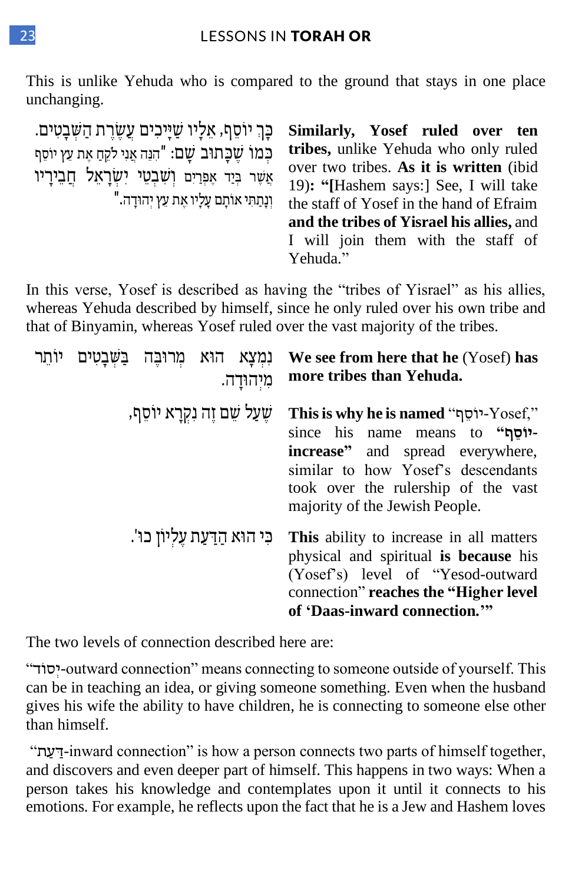This is unlike Yehuda who is compared to the ground that stays in one place unchanging.

כָּךְ יוֹסֵף, אֵלָיו שַׁיָּכִים עֲשֶׂרֶת הַשְּׁבָטִים. כְּמוֹ שֶׁכָּתוּב שָׁם: "הִנֵּה אֲנִי לֹקֵחַ אֶת עֵץ יוֹסֵף אֲשֶׁר בְּיַד אֶפְרַיִם וְשִׁבְטֵי יִשְׂרָאֵל חֲבֵרָיו וְנָתַתִּי אוֹתָם עָלָיו אֶת עֵץ יְהוּדָה."

**Similarly, Yosef ruled over ten tribes,** unlike Yehuda who only ruled over two tribes. **As it is written** (ibid 19)**: "[**Hashem says:] See, I will take the staff of Yosef in the hand of Efraim **and the tribes of Yisrael his allies,** and I will join them with the staff of Yehuda."

In this verse, Yosef is described as having the "tribes of Yisrael" as his allies, whereas Yehuda described by himself, since he only ruled over his own tribe and that of Binyamin, whereas Yosef ruled over the vast majority of the tribes.

נִמְצָא הוּא מְרוּבֶּה בִּשְׁבָטִים יוֹתֵר מִיְּהוּדָה.

**We see from here that he** (Yosef) **has more tribes than Yehuda.**

שֶׁעַל שֵׁם זֶה נִקְרָא יוֹסֵף,

**This is why he is named** "יוֹסֵף-Yosef," since his name means to **"יוֹסֵף-increase"** and spread everywhere, similar to how Yosef's descendants took over the rulership of the vast majority of the Jewish People.

כִּי הוּא הַדַּעַת עֶלְיוֹן כוּ'.

**This** ability to increase in all matters physical and spiritual **is because** his (Yosef's) level of "Yesod-outward connection" **reaches the "Higher level of 'Daas-inward connection.'"**

The two levels of connection described here are:

"יְסוֹד-outward connection" means connecting to someone outside of yourself. This can be in teaching an idea, or giving someone something. Even when the husband gives his wife the ability to have children, he is connecting to someone else other than himself.

"דַּעַת-inward connection" is how a person connects two parts of himself together, and discovers and even deeper part of himself. This happens in two ways: When a person takes his knowledge and contemplates upon it until it connects to his emotions. For example, he reflects upon the fact that he is a Jew and Hashem loves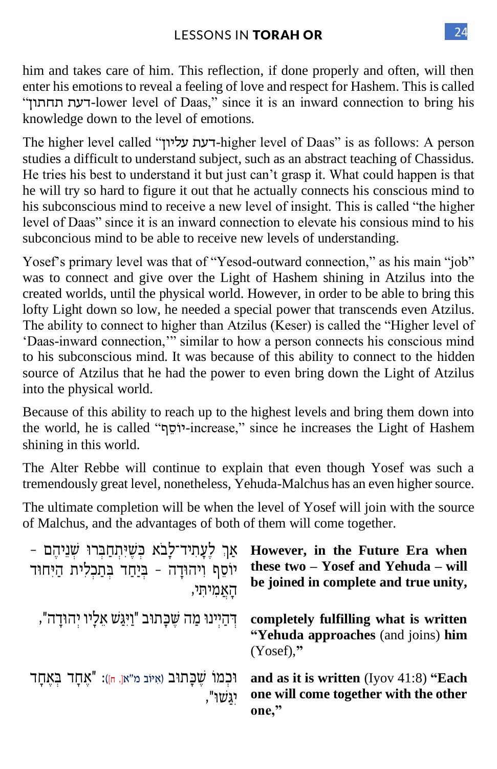him and takes care of him. This reflection, if done properly and often, will then enter his emotions to reveal a feeling of love and respect for Hashem. This is called "דעת תחתון-lower level of Daas," since it is an inward connection to bring his knowledge down to the level of emotions.

The higher level called "דעת עליון-higher level of Daas" is as follows: A person studies a difficult to understand subject, such as an abstract teaching of Chassidus. He tries his best to understand it but just can't grasp it. What could happen is that he will try so hard to figure it out that he actually connects his conscious mind to his subconscious mind to receive a new level of insight. This is called "the higher level of Daas" since it is an inward connection to elevate his consious mind to his subconcious mind to be able to receive new levels of understanding.

Yosef's primary level was that of "Yesod-outward connection," as his main "job" was to connect and give over the Light of Hashem shining in Atzilus into the created worlds, until the physical world. However, in order to be able to bring this lofty Light down so low, he needed a special power that transcends even Atzilus. The ability to connect to higher than Atzilus (Keser) is called the "Higher level of 'Daas-inward connection,'" similar to how a person connects his conscious mind to his subconscious mind. It was because of this ability to connect to the hidden source of Atzilus that he had the power to even bring down the Light of Atzilus into the physical world.

Because of this ability to reach up to the highest levels and bring them down into the world, he is called "יוֹסֵף-increase," since he increases the Light of Hashem shining in this world.

The Alter Rebbe will continue to explain that even though Yosef was such a tremendously great level, nonetheless, Yehuda-Malchus has an even higher source.

The ultimate completion will be when the level of Yosef will join with the source of Malchus, and the advantages of both of them will come together.

| | |
|---|---|
| אַךְ לֶעָתִיד־לָבֹא כְּשֶׁיִּתְחַבְּרוּ שְׁנֵיהֶם – יוֹסֵף וִיהוּדָה – בְּיַחַד בְּתַכְלִית הַיִּחוּד הָאֲמִיתִּי, | **However, in the Future Era when these two – Yosef and Yehuda – will be joined in complete and true unity,** |
| דְּהַיְינוּ מַה שֶּׁכָּתוּב "וַיִּגַּשׁ אֵלָיו יְהוּדָה", | **completely fulfilling what is written "Yehuda approaches** (and joins) **him** (Yosef)," |
| וּכְמוֹ שֶׁכָּתוּב (איוב מ"א[, ח]): "אֶחָד בְּאֶחָד יִגַּשׁוּ", | **and as it is written** (Iyov 41:8) **"Each one will come together with the other one,"** |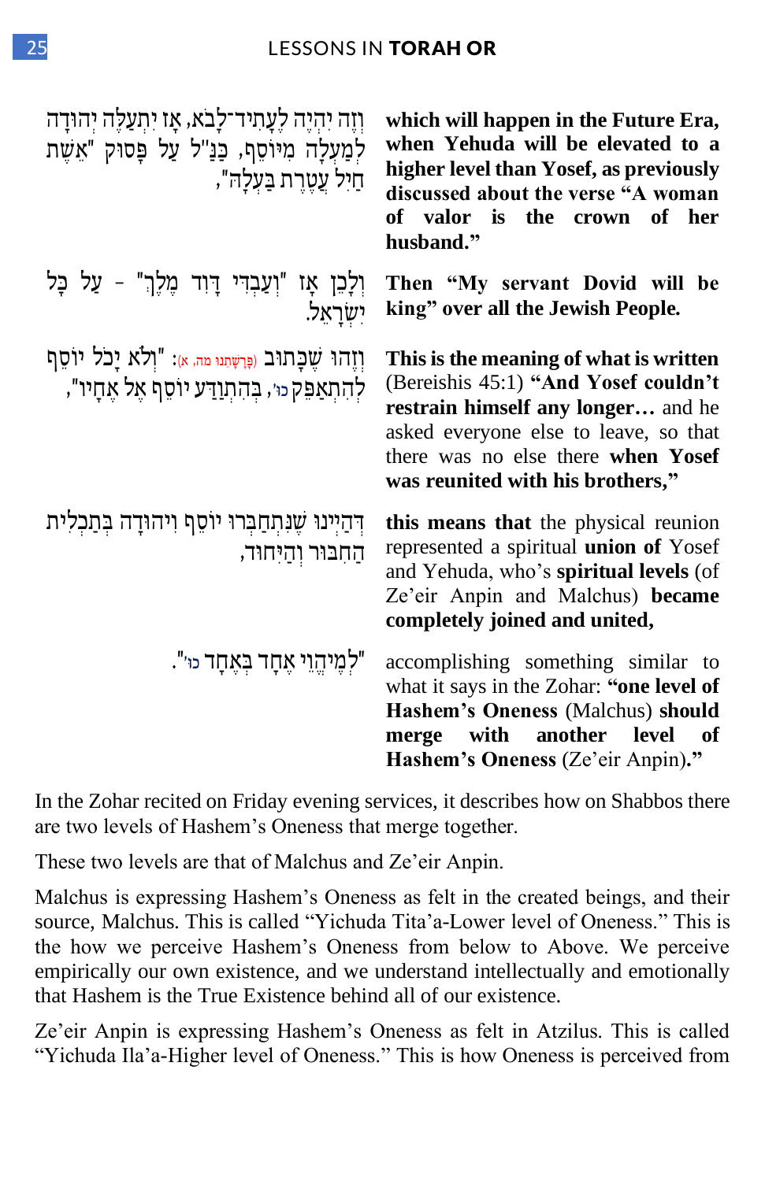| | |
|---|---|
| וְזֶה יִהְיֶה לֶעָתִיד־לָבֹא, אָז יִתְעַלֶּה יְהוּדָה לְמַעְלָה מִיּוֹסֵף, כַּנַּ"ל עַל פָּסוּק "אֵשֶׁת חַיִל עֲטֶרֶת בַּעְלָהּ", | **which will happen in the Future Era, when Yehuda will be elevated to a higher level than Yosef, as previously discussed about the verse "A woman of valor is the crown of her husband."** |
| וְלָכֵן אָז "וְעַבְדִּי דָוִד מֶלֶךְ" - עַל כָּל יִשְׂרָאֵל. | **Then "My servant Dovid will be king" over all the Jewish People.** |
| וְזֶהוּ שֶׁכָּתוּב (פָּרָשָׁתֵנוּ מה, א): "וְלֹא יָכֹל יוֹסֵף לְהִתְאַפֵּק כוּ', בְּהִתְוַדַּע יוֹסֵף אֶל אֶחָיו", | **This is the meaning of what is written** (Bereishis 45:1) **"And Yosef couldn't restrain himself any longer…** and he asked everyone else to leave, so that there was no else there **when Yosef was reunited with his brothers,"** |
| דְּהַיְינוּ שֶׁנִּתְחַבְּרוּ יוֹסֵף וִיהוּדָה בְּתַכְלִית הַחִבּוּר וְהַיִּחוּד, | **this means that** the physical reunion represented a spiritual **union of** Yosef and Yehuda, who's **spiritual levels** (of Ze'eir Anpin and Malchus) **became completely joined and united,** |
| "לְמֶהֱוֵי אֶחָד בְּאֶחָד כוּ'". | accomplishing something similar to what it says in the Zohar: **"one level of Hashem's Oneness** (Malchus) **should merge with another level of Hashem's Oneness** (Ze'eir Anpin)**."** |

In the Zohar recited on Friday evening services, it describes how on Shabbos there are two levels of Hashem's Oneness that merge together.

These two levels are that of Malchus and Ze'eir Anpin.

Malchus is expressing Hashem's Oneness as felt in the created beings, and their source, Malchus. This is called "Yichuda Tita'a-Lower level of Oneness." This is the how we perceive Hashem's Oneness from below to Above. We perceive empirically our own existence, and we understand intellectually and emotionally that Hashem is the True Existence behind all of our existence.

Ze'eir Anpin is expressing Hashem's Oneness as felt in Atzilus. This is called "Yichuda Ila'a-Higher level of Oneness." This is how Oneness is perceived from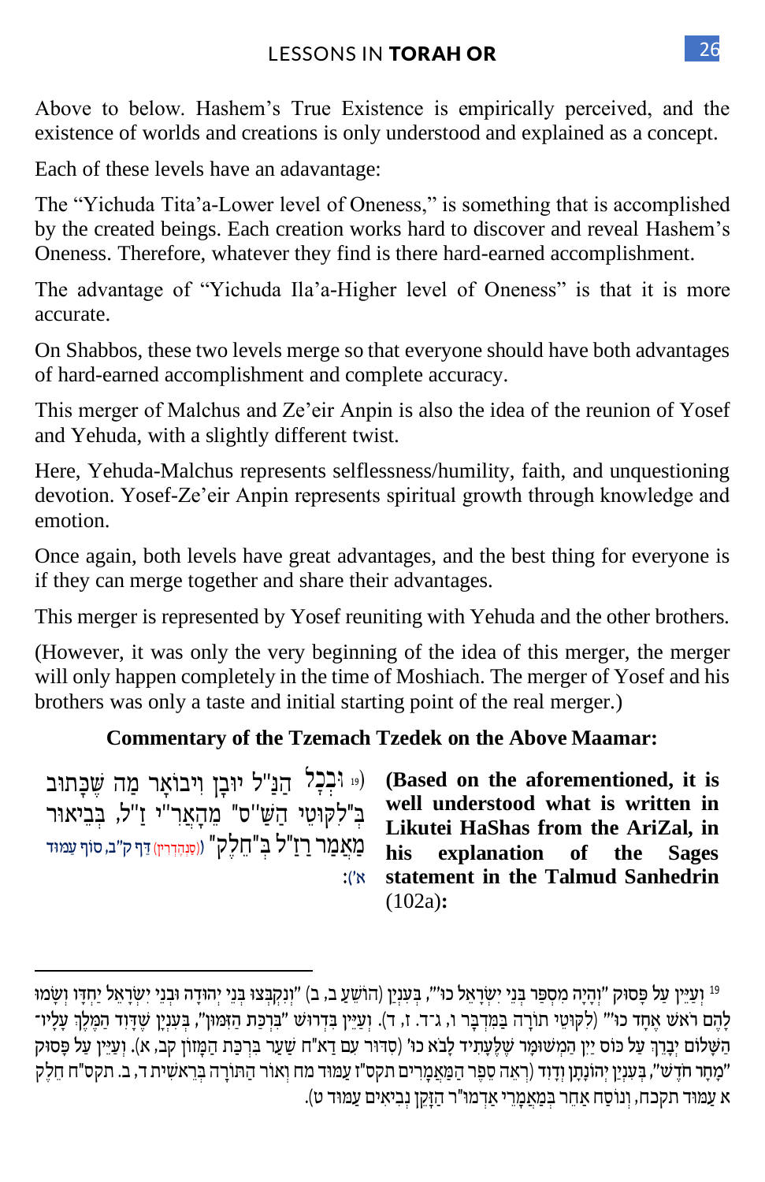Above to below. Hashem's True Existence is empirically perceived, and the existence of worlds and creations is only understood and explained as a concept.

Each of these levels have an adavantage:

The "Yichuda Tita'a-Lower level of Oneness," is something that is accomplished by the created beings. Each creation works hard to discover and reveal Hashem's Oneness. Therefore, whatever they find is there hard-earned accomplishment.

The advantage of "Yichuda Ila'a-Higher level of Oneness" is that it is more accurate.

On Shabbos, these two levels merge so that everyone should have both advantages of hard-earned accomplishment and complete accuracy.

This merger of Malchus and Ze'eir Anpin is also the idea of the reunion of Yosef and Yehuda, with a slightly different twist.

Here, Yehuda-Malchus represents selflessness/humility, faith, and unquestioning devotion. Yosef-Ze'eir Anpin represents spiritual growth through knowledge and emotion.

Once again, both levels have great advantages, and the best thing for everyone is if they can merge together and share their advantages.

This merger is represented by Yosef reuniting with Yehuda and the other brothers.

(However, it was only the very beginning of the idea of this merger, the merger will only happen completely in the time of Moshiach. The merger of Yosef and his brothers was only a taste and initial starting point of the real merger.)

### Commentary of the Tzemach Tzedek on the Above Maamar:

(Based on the aforementioned, it is well understood what is written in Likutei HaShas from the AriZal, in his explanation of the Sages statement in the Talmud Sanhedrin (102a):

[19] וּבְכָל הַנַּ"ל יוּבַן וִיבוֹאָר מַה שֶּׁכָּתוּב בְּ"לִקּוּטֵי הַשַּׁ"ס" מֵהָאֲרִ"י זַ"ל, בְּבֵיאוּר מַאֲמַר רַזַ"ל בְּ"חֵלֶק" (סַנְהֶדְרִין) דַּף ק"ב, סוֹף עַמּוּד א'):

---

[19] וְעַיֵּין עַל פָּסוּק "וְהָיָה מִסְפַּר בְּנֵי יִשְׂרָאֵל כוּ'", בְּעִנְיַן (הוֹשֵׁעַ ב, ב) "וְנִקְבְּצוּ בְּנֵי יְהוּדָה וּבְנֵי יִשְׂרָאֵל יַחְדָּו וְשָׂמוּ לָהֶם רֹאשׁ אֶחָד כוּ'" (לִקּוּטֵי תוֹרָה בְּמִדְבַּר ו, ג-ד. ז, ד). וְעַיֵּין בִּדְרוּשׁ "בִּרְכַּת הַזִּמּוּן", בְּעִנְיַן שֶׁדָּוִד הַמֶּלֶךְ עָלָיו הַשָּׁלוֹם יְבָרֵךְ עַל כּוֹס יַיִן הַמְשׁוּמָּר שֶׁלֶּעָתִיד לָבֹא כוּ' (סִדּוּר עִם דא"ח שַׁעַר בִּרְכַּת הַמָּזוֹן קב, א). וְעַיֵּין עַל פָּסוּק "מָחָר חֹדֶשׁ", בְּעִנְיַן יְהוֹנָתָן וְדָוִד (רְאֵה סֵפֶר הַמַּאֲמָרִים תקס"ז עַמּוּד מח וְאוֹר הַתּוֹרָה בְּרֵאשִׁית ד, ב. תקס"ח חֵלֶק א עַמּוּד תקכח, וְנוּסַח אַחֵר בְּמַאַמְרֵי אַדְמוּ"ר הַזָּקֵן נְבִיאִים עַמּוּד ט).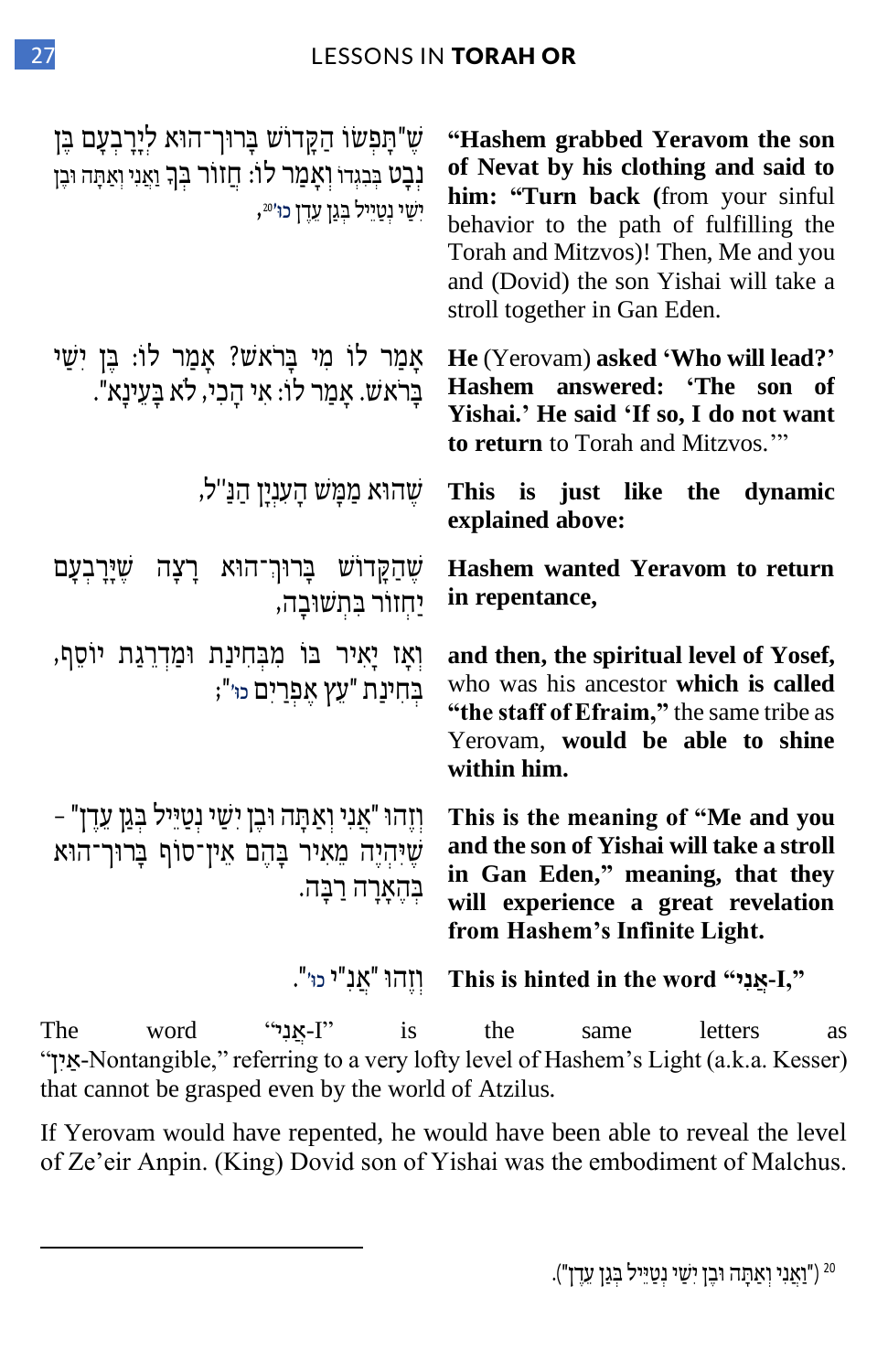שֶׁ"תָּפְשׂוֹ הַקָּדוֹשׁ בָּרוּךְ־הוּא לְיָרָבְעָם בֶּן נְבָט בְּבִגְדוֹ וְאָמַר לוֹ: חֲזוֹר בְּךָ וַאֲנִי וְאַתָּה וּבֶן יִשַׁי נְטַיֵּיל בְּגַן עֵדֶן כו'"[20],

**"Hashem grabbed Yeravom the son of Nevat by his clothing and said to him: "Turn back (**from your sinful behavior to the path of fulfilling the Torah and Mitzvos)! Then, Me and you and (Dovid) the son Yishai will take a stroll together in Gan Eden.

אָמַר לוֹ מִי בָּרֹאשׁ? אָמַר לוֹ: בֶּן יִשַׁי בָּרֹאשׁ. אָמַר לוֹ: אִי הָכִי, לֹא בָּעֵינָא".

**He** (Yerovam) **asked 'Who will lead?' Hashem answered: 'The son of Yishai.' He said 'If so, I do not want to return** to Torah and Mitzvos.'"

שֶׁהוּא מַמָּשׁ הָעִנְיָן הַנַּ"ל,

**This is just like the dynamic explained above:**

שֶׁהַקָּדוֹשׁ בָּרוּךְ־הוּא רָצָה שֶׁיָּרָבְעָם יַחְזוֹר בִּתְשׁוּבָה,

**Hashem wanted Yeravom to return in repentance,**

וְאָז יָאִיר בּוֹ מִבְּחִינַת וּמַדְרֵגַת יוֹסֵף, בְּחִינַת "עֵץ אֶפְרַיִם כו'";

**and then, the spiritual level of Yosef,** who was his ancestor **which is called "the staff of Efraim,"** the same tribe as Yerovam, **would be able to shine within him.**

וְזֶהוּ "אֲנִי וְאַתָּה וּבֶן יִשַׁי נְטַיֵּיל בְּגַן עֵדֶן" – שֶׁיִּהְיֶה מֵאִיר בָּהֶם אֵין־סוֹף בָּרוּךְ־הוּא בְּהֶאָרָה רַבָּה.

**This is the meaning of "Me and you and the son of Yishai will take a stroll in Gan Eden," meaning, that they will experience a great revelation from Hashem's Infinite Light.**

וְזֶהוּ "אֲנִ"י כו'".

**This is hinted in the word "אֲנִי-I,"**

The word "אֲנִי-I" is the same letters as "אַיִן-Nontangible," referring to a very lofty level of Hashem's Light (a.k.a. Kesser) that cannot be grasped even by the world of Atzilus.

If Yerovam would have repented, he would have been able to reveal the level of Ze'eir Anpin. (King) Dovid son of Yishai was the embodiment of Malchus.

---

[20] ("וַאֲנִי וְאַתָּה וּבֶן יִשַׁי נְטַיֵּיל בְּגַן עֵדֶן").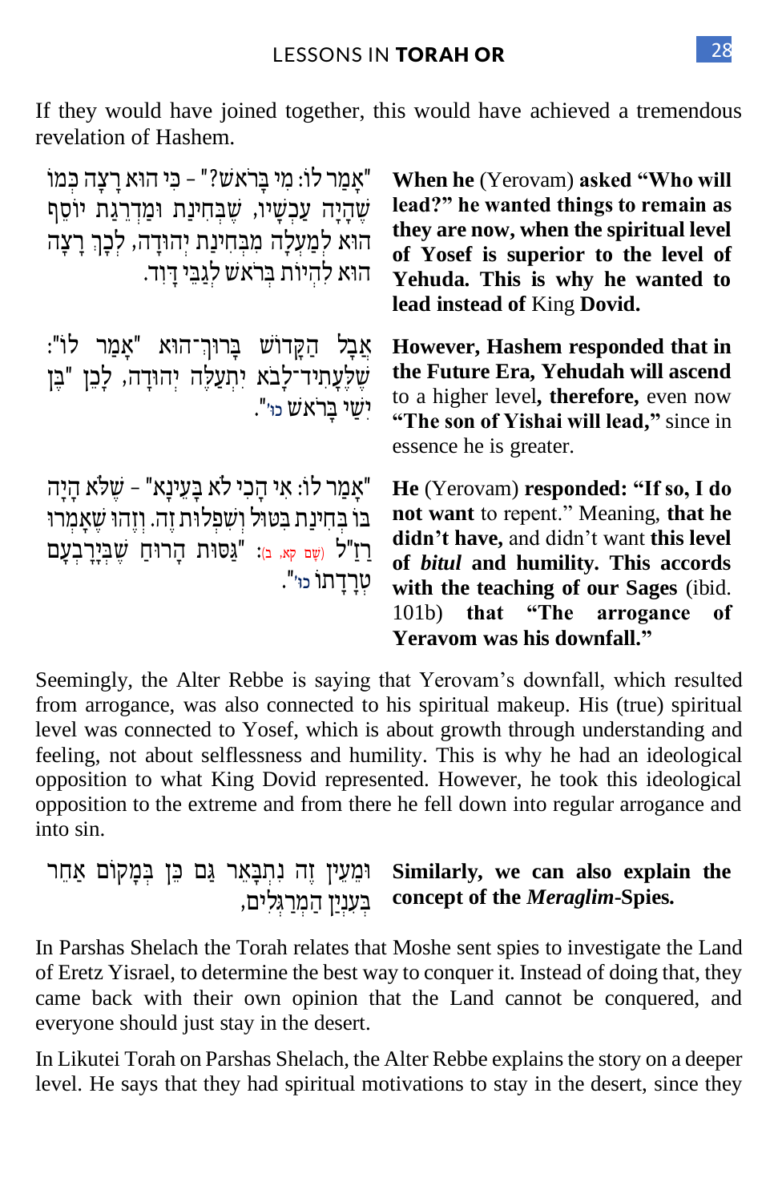If they would have joined together, this would have achieved a tremendous revelation of Hashem.

"אָמַר לוֹ: מִי בָּרֹאשׁ?" - כִּי הוּא רָצָה כְּמוֹ שֶׁהָיָה עַכְשָׁיו, שֶׁבְּחִינַת וּמַדְרֵגַת יוֹסֵף הוּא לְמַעְלָה מִבְּחִינַת יְהוּדָה, לָכֵן רָצָה הוּא לִהְיוֹת בְּרֹאשׁ לְגַבֵּי דָּוִד.

**When he** (Yerovam) **asked "Who will lead?" he wanted things to remain as they are now, when the spiritual level of Yosef is superior to the level of Yehuda. This is why he wanted to lead instead of** King **Dovid.**

אֲבָל הַקָּדוֹשׁ בָּרוּךְ־הוּא "אָמַר לוֹ": שֶׁלֶּעָתִיד־לָבֹא יִתְעַלֶּה יְהוּדָה, לָכֵן "בֶּן יִשַׁי בָּרֹאשׁ כּוּ'".

**However, Hashem responded that in the Future Era, Yehudah will ascend** to a higher level**, therefore,** even now **"The son of Yishai will lead,"** since in essence he is greater.

"אָמַר לוֹ: אִי הָכִי לֹא בָּעֵינָא" - שֶׁלֹּא הָיָה בּוֹ בְּחִינַת בִּטּוּל וְשִׁפְלוּת זֶה. וְזֶהוּ שֶׁאָמְרוּ רַזַ"ל (שָׁם קא, ב): "גַּסּוּת הָרוּחַ שֶׁבְּיָרָבְעָם טְרָדַתּוּ כּוּ'".

**He** (Yerovam) **responded: "If so, I do not want** to repent." Meaning, **that he didn't have,** and didn't want **this level of *bitul* and humility. This accords with the teaching of our Sages** (ibid. 101b) **that "The arrogance of Yeravom was his downfall."**

Seemingly, the Alter Rebbe is saying that Yerovam's downfall, which resulted from arrogance, was also connected to his spiritual makeup. His (true) spiritual level was connected to Yosef, which is about growth through understanding and feeling, not about selflessness and humility. This is why he had an ideological opposition to what King Dovid represented. However, he took this ideological opposition to the extreme and from there he fell down into regular arrogance and into sin.

וּמֵעֵין זֶה נִתְבָּאֵר גַּם כֵּן בְּמָקוֹם אַחֵר בְּעִנְיַן הַמְרַגְּלִים,

**Similarly, we can also explain the concept of the *Meraglim*-Spies.**

In Parshas Shelach the Torah relates that Moshe sent spies to investigate the Land of Eretz Yisrael, to determine the best way to conquer it. Instead of doing that, they came back with their own opinion that the Land cannot be conquered, and everyone should just stay in the desert.

In Likutei Torah on Parshas Shelach, the Alter Rebbe explains the story on a deeper level. He says that they had spiritual motivations to stay in the desert, since they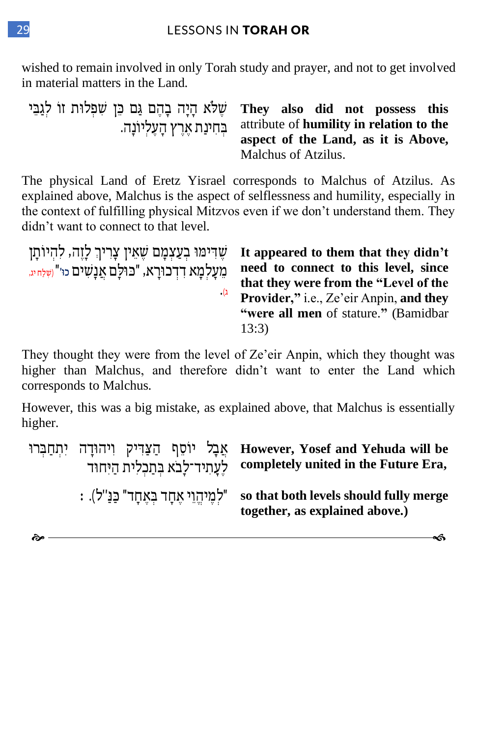wished to remain involved in only Torah study and prayer, and not to get involved in material matters in the Land.

שֶׁלֹּא הָיָה בָהֶם גַּם כֵּן שִׁפְלוּת זוֹ לְגַבֵּי בְּחִינַת אֶרֶץ הָעֶלְיוֹנָה.

**They also did not possess this** attribute of **humility in relation to the aspect of the Land, as it is Above,** Malchus of Atzilus.

The physical Land of Eretz Yisrael corresponds to Malchus of Atzilus. As explained above, Malchus is the aspect of selflessness and humility, especially in the context of fulfilling physical Mitzvos even if we don't understand them. They didn't want to connect to that level.

שֶׁדִּימּוּ בְעַצְמָם שֶׁאֵין צָרִיךְ לָזֶה, לִהְיוֹתָן מֵעָלְמָא דִדְכוּרָא, "כּוּלָּם אֲנָשִׁים כו'" (שלח יג, ג).

**It appeared to them that they didn't need to connect to this level, since that they were from the "Level of the Provider,"** i.e., Ze'eir Anpin, **and they "were all men** of stature.**"** (Bamidbar 13:3)

They thought they were from the level of Ze'eir Anpin, which they thought was higher than Malchus, and therefore didn't want to enter the Land which corresponds to Malchus.

However, this was a big mistake, as explained above, that Malchus is essentially higher.

אֲבָל יוֹסֵף הַצַּדִּיק וִיהוּדָה יִתְחַבְּרוּ לֶעָתִיד־לָבֹא בְּתַכְלִית הַיִּחוּד

**However, Yosef and Yehuda will be completely united in the Future Era,**

"לְמֶיהֱוֵי אֶחָד בְּאֶחָד" כַּנַּ"ל). :

**so that both levels should fully merge together, as explained above.)**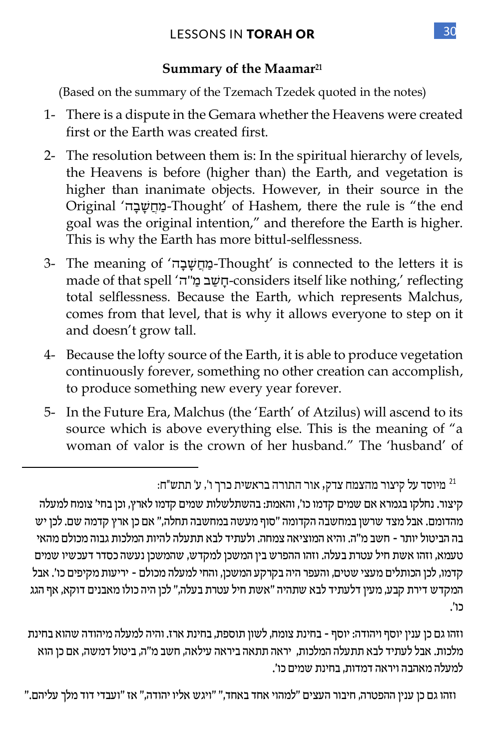## Summary of the Maamar[21]

(Based on the summary of the Tzemach Tzedek quoted in the notes)

1- There is a dispute in the Gemara whether the Heavens were created first or the Earth was created first.

2- The resolution between them is: In the spiritual hierarchy of levels, the Heavens is before (higher than) the Earth, and vegetation is higher than inanimate objects. However, in their source in the Original 'מַחֲשָׁבָה-Thought' of Hashem, there the rule is "the end goal was the original intention," and therefore the Earth is higher. This is why the Earth has more bittul-selflessness.

3- The meaning of 'מַחֲשָׁבָה-Thought' is connected to the letters it is made of that spell 'חָשַׁב מַ"ה-considers itself like nothing,' reflecting total selflessness. Because the Earth, which represents Malchus, comes from that level, that is why it allows everyone to step on it and doesn't grow tall.

4- Because the lofty source of the Earth, it is able to produce vegetation continuously forever, something no other creation can accomplish, to produce something new every year forever.

5- In the Future Era, Malchus (the 'Earth' of Atzilus) will ascend to its source which is above everything else. This is the meaning of "a woman of valor is the crown of her husband." The 'husband' of

---

[21] מיוסד על קיצור מהצמח צדק, אור התורה בראשית כרך ו', ע' תתש"ח:

קיצור. נחלקו בגמרא אם שמים קדמו כו', והאמת: בהשתלשלות שמים קדמו לארץ, וכן בחי' צומח למעלה מהדומם. אבל מצד שרשן במחשבה הקדומה "סוף מעשה במחשבה תחלה," אם כן ארץ קדמה שם. לכן יש בה הביטול יותר - חשב מ"ה. והיא המוציאה צמחה. ולעתיד לבא תתעלה להיות המלכות גבוה מכולם מהאי טעמא, וזהו אשת חיל עטרת בעלה. וזהו ההפרש בין המשכן למקדש, שהמשכן נעשה כסדר דעכשיו שמים קדמו, לכן הכותלים מעצי שטים, והעפר היה בקרקע המשכן, וההי למעלה מכולם - יריעות מקיפים כו'. אבל המקדש דירת קבע, מעין דלעתיד לבא שתהיה "אשת חיל עטרת בעלה," לכן היה כולו מאבנים דוקא, אף הגג כו'.

וזהו גם כן ענין יוסף ויהודה: יוסף - בחינת צומח, לשון תוספת, בחינת ארז. והיה למעלה מיהודה שהוא בחינת מלכות. אבל לעתיד לבא תתעלה המלכות, יראה תתאה ביראה עילאה, חשב מ"ה, ביטול דמשה, אם כן הוא למעלה מאהבה ויראה דמדות, בחינת שמים כו'.

וזהו גם כן ענין ההפטרה, חיבור העצים "למהוי אחד באחד," "ויגש אליו יהודה," אז "ועבדי דוד מלך עליהם."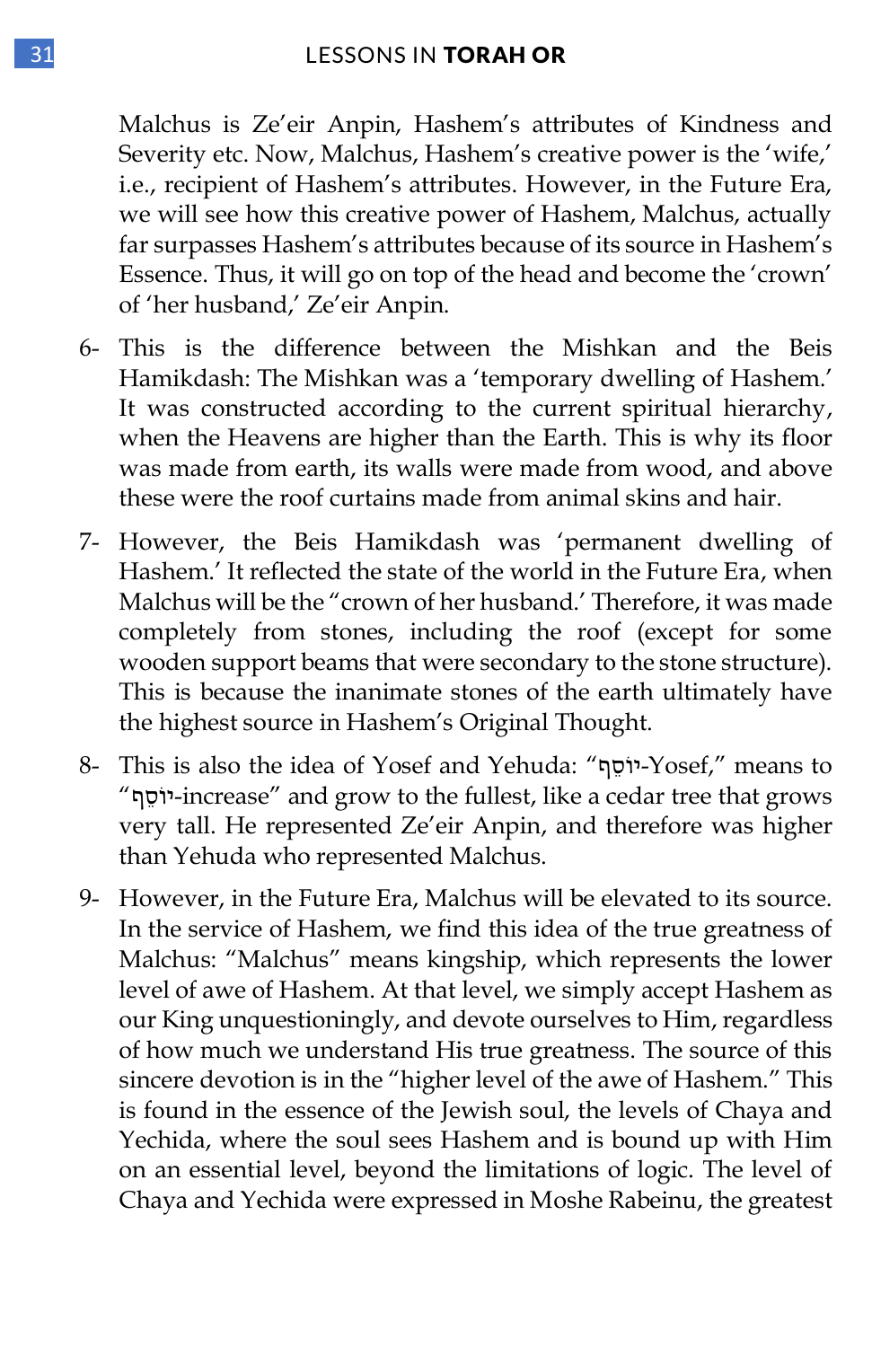Malchus is Ze'eir Anpin, Hashem's attributes of Kindness and Severity etc. Now, Malchus, Hashem's creative power is the 'wife,' i.e., recipient of Hashem's attributes. However, in the Future Era, we will see how this creative power of Hashem, Malchus, actually far surpasses Hashem's attributes because of its source in Hashem's Essence. Thus, it will go on top of the head and become the 'crown' of 'her husband,' Ze'eir Anpin.

6- This is the difference between the Mishkan and the Beis Hamikdash: The Mishkan was a 'temporary dwelling of Hashem.' It was constructed according to the current spiritual hierarchy, when the Heavens are higher than the Earth. This is why its floor was made from earth, its walls were made from wood, and above these were the roof curtains made from animal skins and hair.

7- However, the Beis Hamikdash was 'permanent dwelling of Hashem.' It reflected the state of the world in the Future Era, when Malchus will be the "crown of her husband.' Therefore, it was made completely from stones, including the roof (except for some wooden support beams that were secondary to the stone structure). This is because the inanimate stones of the earth ultimately have the highest source in Hashem's Original Thought.

8- This is also the idea of Yosef and Yehuda: "יוֹסֵף-Yosef," means to "יוֹסֵף-increase" and grow to the fullest, like a cedar tree that grows very tall. He represented Ze'eir Anpin, and therefore was higher than Yehuda who represented Malchus.

9- However, in the Future Era, Malchus will be elevated to its source. In the service of Hashem, we find this idea of the true greatness of Malchus: "Malchus" means kingship, which represents the lower level of awe of Hashem. At that level, we simply accept Hashem as our King unquestioningly, and devote ourselves to Him, regardless of how much we understand His true greatness. The source of this sincere devotion is in the "higher level of the awe of Hashem." This is found in the essence of the Jewish soul, the levels of Chaya and Yechida, where the soul sees Hashem and is bound up with Him on an essential level, beyond the limitations of logic. The level of Chaya and Yechida were expressed in Moshe Rabeinu, the greatest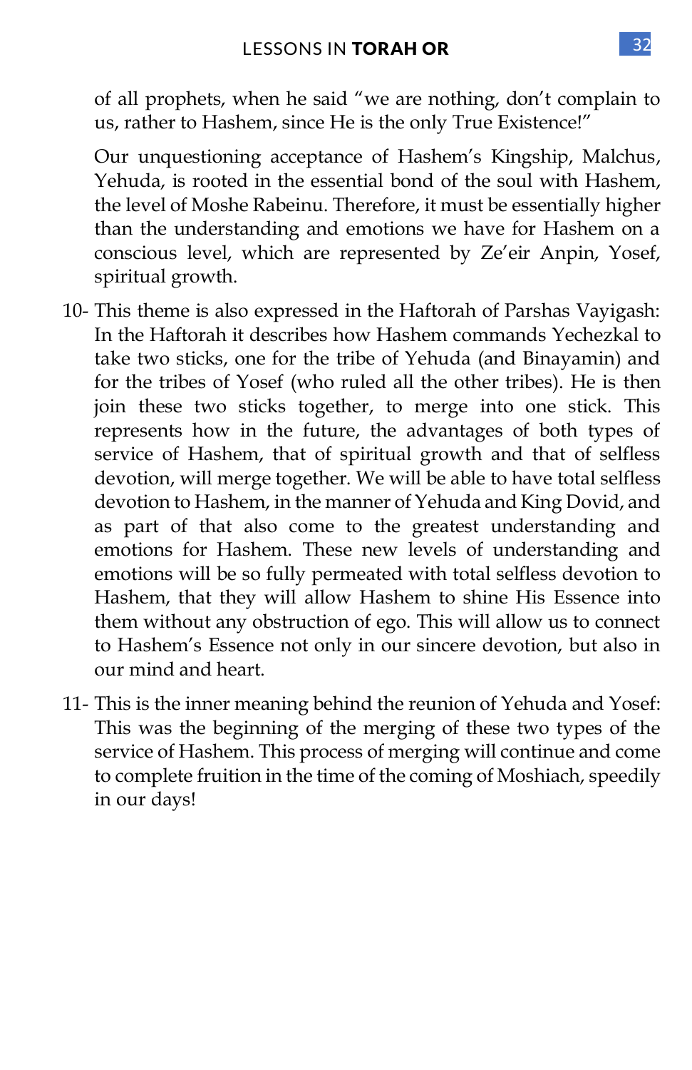of all prophets, when he said "we are nothing, don't complain to us, rather to Hashem, since He is the only True Existence!"

Our unquestioning acceptance of Hashem's Kingship, Malchus, Yehuda, is rooted in the essential bond of the soul with Hashem, the level of Moshe Rabeinu. Therefore, it must be essentially higher than the understanding and emotions we have for Hashem on a conscious level, which are represented by Ze'eir Anpin, Yosef, spiritual growth.

10- This theme is also expressed in the Haftorah of Parshas Vayigash: In the Haftorah it describes how Hashem commands Yechezkal to take two sticks, one for the tribe of Yehuda (and Binayamin) and for the tribes of Yosef (who ruled all the other tribes). He is then join these two sticks together, to merge into one stick. This represents how in the future, the advantages of both types of service of Hashem, that of spiritual growth and that of selfless devotion, will merge together. We will be able to have total selfless devotion to Hashem, in the manner of Yehuda and King Dovid, and as part of that also come to the greatest understanding and emotions for Hashem. These new levels of understanding and emotions will be so fully permeated with total selfless devotion to Hashem, that they will allow Hashem to shine His Essence into them without any obstruction of ego. This will allow us to connect to Hashem's Essence not only in our sincere devotion, but also in our mind and heart.

11- This is the inner meaning behind the reunion of Yehuda and Yosef: This was the beginning of the merging of these two types of the service of Hashem. This process of merging will continue and come to complete fruition in the time of the coming of Moshiach, speedily in our days!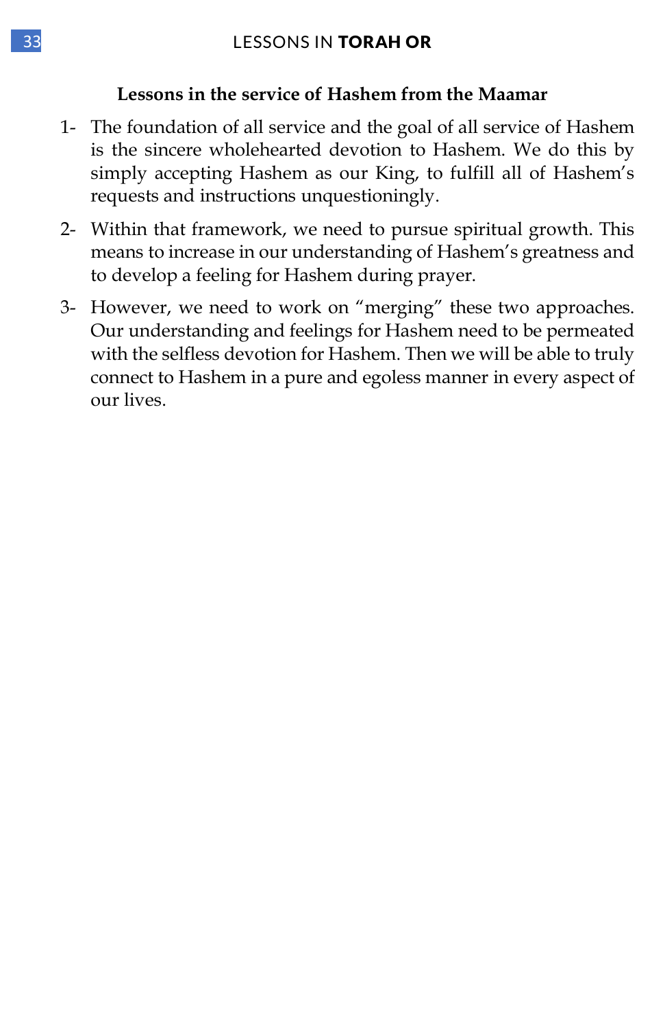### Lessons in the service of Hashem from the Maamar

1- The foundation of all service and the goal of all service of Hashem is the sincere wholehearted devotion to Hashem. We do this by simply accepting Hashem as our King, to fulfill all of Hashem's requests and instructions unquestioningly.

2- Within that framework, we need to pursue spiritual growth. This means to increase in our understanding of Hashem's greatness and to develop a feeling for Hashem during prayer.

3- However, we need to work on "merging" these two approaches. Our understanding and feelings for Hashem need to be permeated with the selfless devotion for Hashem. Then we will be able to truly connect to Hashem in a pure and egoless manner in every aspect of our lives.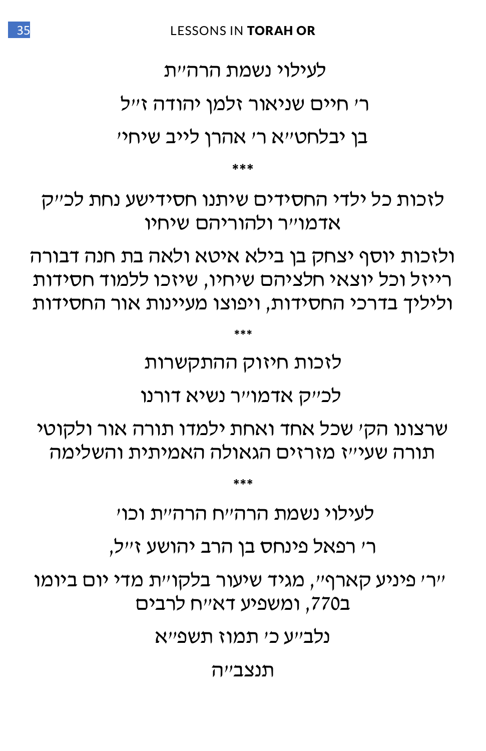לעילוי נשמת הרה״ת

ר׳ חיים שניאור זלמן יהודה ז״ל

בן יבלחט״א ר׳ אהרן לייב שיחי׳

***

לזכות כל ילדי החסידים שיתנו חסידישע נחת לכ״ק אדמו״ר ולהוריהם שיחיו

ולזכות יוסף יצחק בן בילא איטא ולאה בת חנה דבורה רייזל וכל יוצאי חלציהם שיחיו, שיזכו ללמוד חסידות ולילך בדרכי החסידות, ויפוצו מעיינות אור החסידות

***

לזכות חיזוק ההתקשרות

לכ״ק אדמו״ר נשיא דורנו

שרצונו הק׳ שכל אחד ואחת ילמדו תורה אור ולקוטי תורה שעי״ז מזרזים הגאולה האמיתית והשלימה

***

לעילוי נשמת הרה״ח הרה״ת וכו׳

ר׳ רפאל פינחס בן הרב יהושע ז״ל,

״ר׳ פיניע קארף״, מגיד שיעור בלקו״ת מדי יום ביומו ב770, ומשפיע דא״ח לרבים

נלב״ע כ׳ תמוז תשפ״א

תנצב״ה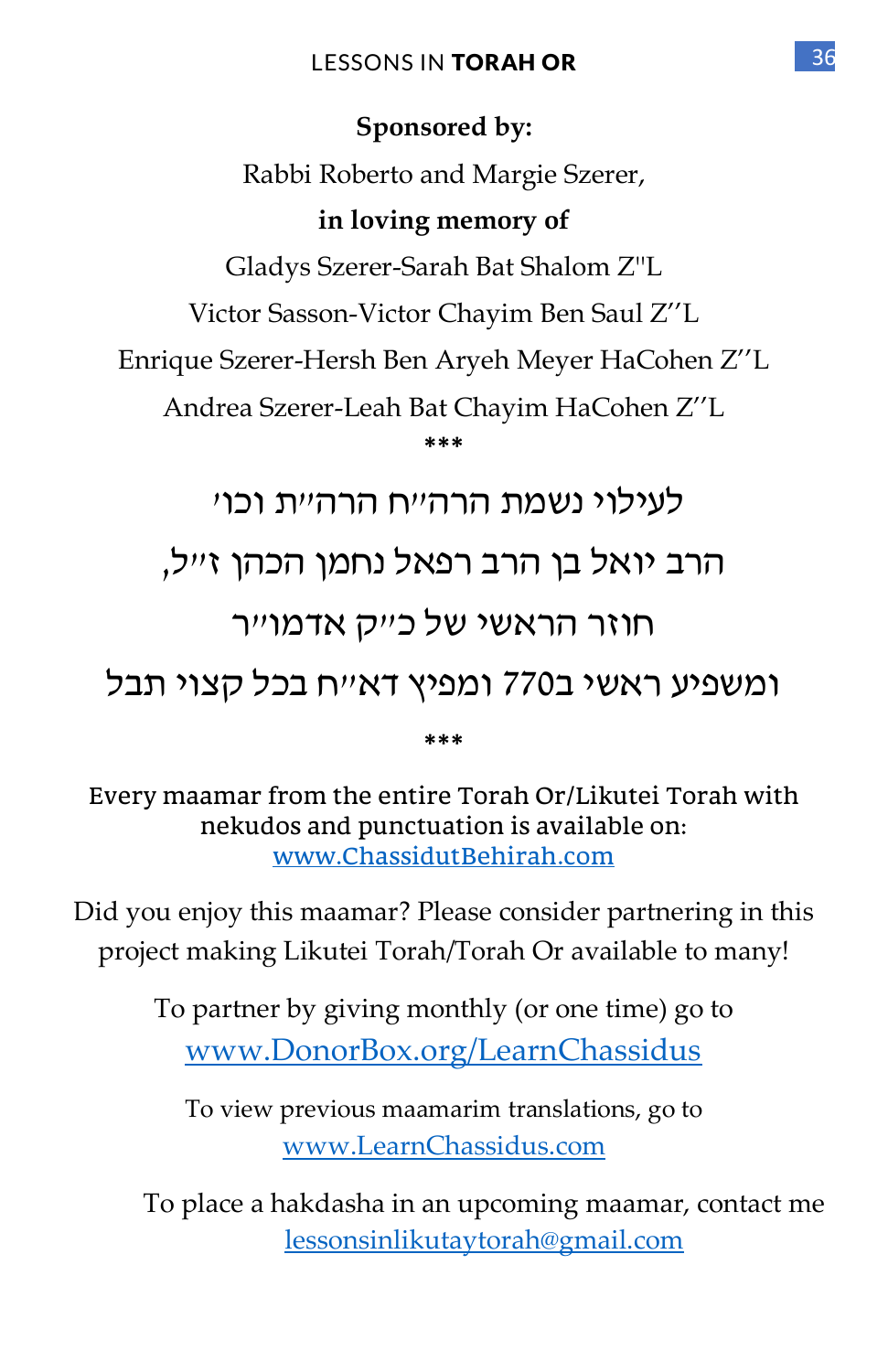**Sponsored by:**

Rabbi Roberto and Margie Szerer,

**in loving memory of**

Gladys Szerer-Sarah Bat Shalom Z"L

Victor Sasson-Victor Chayim Ben Saul Z''L

Enrique Szerer-Hersh Ben Aryeh Meyer HaCohen Z''L

Andrea Szerer-Leah Bat Chayim HaCohen Z''L

***

לעילוי נשמת הרה״ח הרה״ת וכו׳

הרב יואל בן הרב רפאל נחמן הכהן ז״ל,

חוזר הראשי של כ״ק אדמו״ר

ומשפיע ראשי ב770 ומפיץ דא״ח בכל קצוי תבל

***

Every maamar from the entire Torah Or/Likutei Torah with nekudos and punctuation is available on: [www.ChassidutBehirah.com](http://www.ChassidutBehirah.com)

Did you enjoy this maamar? Please consider partnering in this project making Likutei Torah/Torah Or available to many!

To partner by giving monthly (or one time) go to [www.DonorBox.org/LearnChassidus](http://www.DonorBox.org/LearnChassidus)

To view previous maamarim translations, go to [www.LearnChassidus.com](http://www.LearnChassidus.com)

To place a hakdasha in an upcoming maamar, contact me [lessonsinlikutaytorah@gmail.com](mailto:lessonsinlikutaytorah@gmail.com)